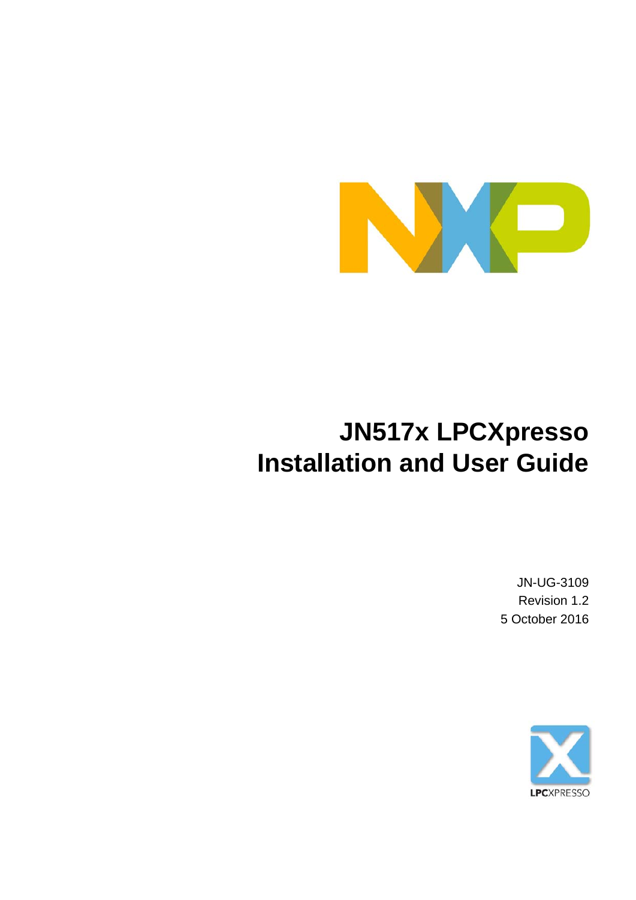# JN517x LPCXpresso Installation and User Guide

JN-UG-3109
Revision 1.2
5 October 2016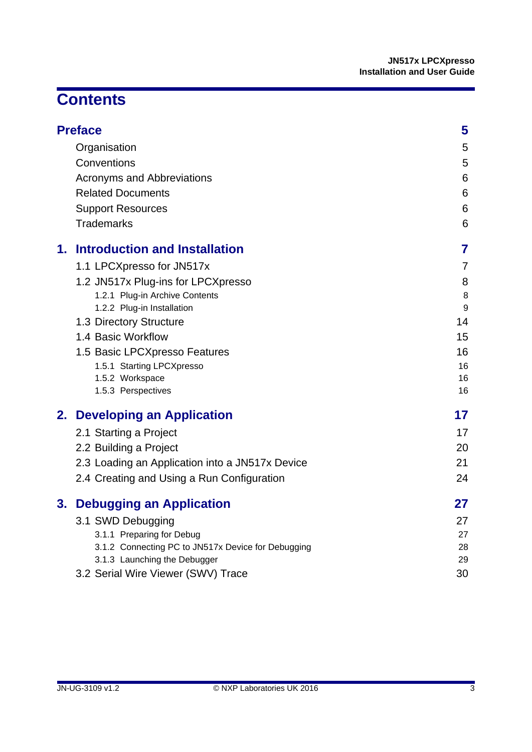# Contents

**Preface** **5**

- Organisation 5
- Conventions 5
- Acronyms and Abbreviations 6
- Related Documents 6
- Support Resources 6
- Trademarks 6

**1. Introduction and Installation** **7**

- 1.1 LPCXpresso for JN517x 7
- 1.2 JN517x Plug-ins for LPCXpresso 8
  - 1.2.1 Plug-in Archive Contents 8
  - 1.2.2 Plug-in Installation 9
- 1.3 Directory Structure 14
- 1.4 Basic Workflow 15
- 1.5 Basic LPCXpresso Features 16
  - 1.5.1 Starting LPCXpresso 16
  - 1.5.2 Workspace 16
  - 1.5.3 Perspectives 16

**2. Developing an Application** **17**

- 2.1 Starting a Project 17
- 2.2 Building a Project 20
- 2.3 Loading an Application into a JN517x Device 21
- 2.4 Creating and Using a Run Configuration 24

**3. Debugging an Application** **27**

- 3.1 SWD Debugging 27
  - 3.1.1 Preparing for Debug 27
  - 3.1.2 Connecting PC to JN517x Device for Debugging 28
  - 3.1.3 Launching the Debugger 29
- 3.2 Serial Wire Viewer (SWV) Trace 30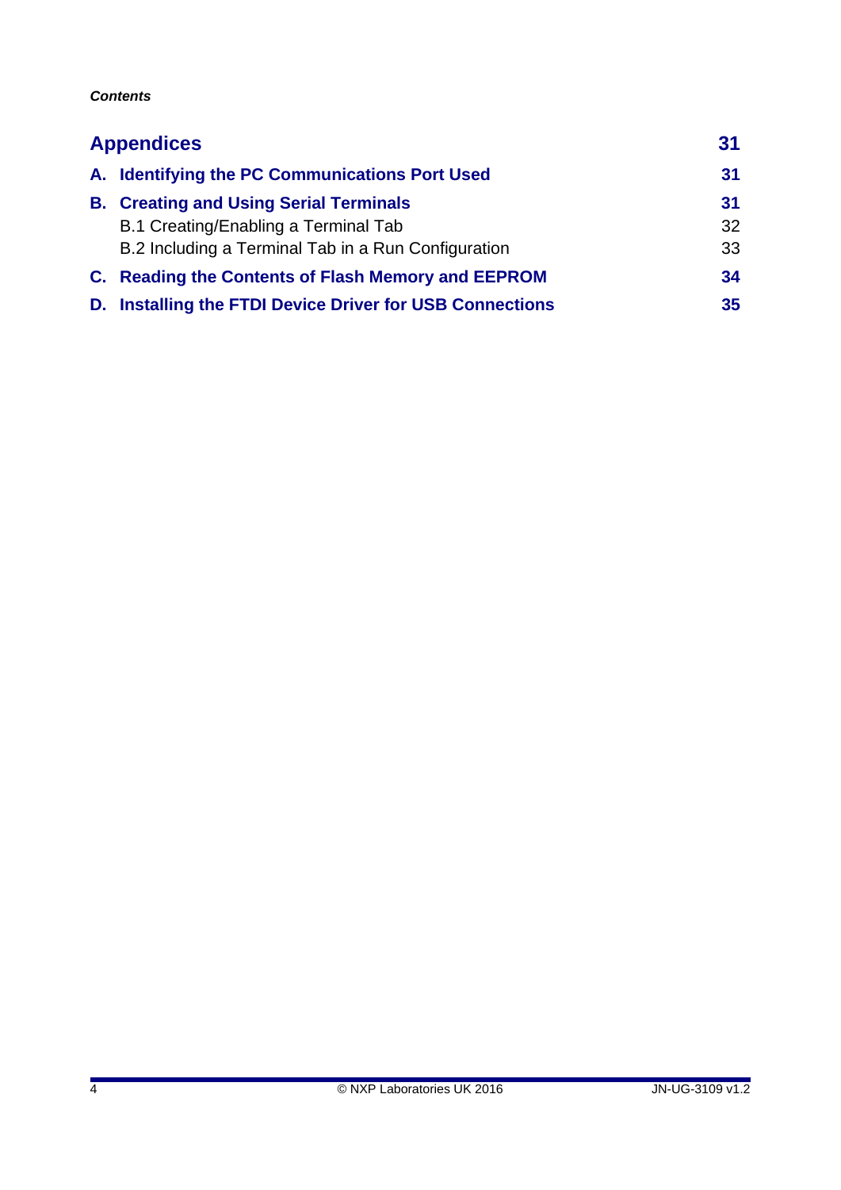**Appendices** **31**

**A. Identifying the PC Communications Port Used** **31**

**B. Creating and Using Serial Terminals** **31**

B.1 Creating/Enabling a Terminal Tab 32

B.2 Including a Terminal Tab in a Run Configuration 33

**C. Reading the Contents of Flash Memory and EEPROM** **34**

**D. Installing the FTDI Device Driver for USB Connections** **35**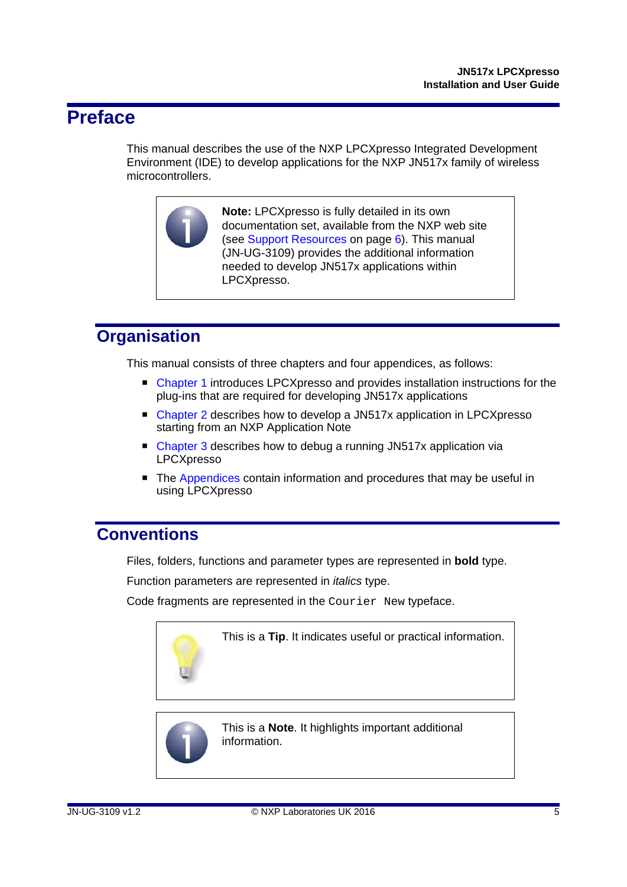# Preface

This manual describes the use of the NXP LPCXpresso Integrated Development Environment (IDE) to develop applications for the NXP JN517x family of wireless microcontrollers.

> **Note:** LPCXpresso is fully detailed in its own documentation set, available from the NXP web site (see Support Resources on page 6). This manual (JN-UG-3109) provides the additional information needed to develop JN517x applications within LPCXpresso.

## Organisation

This manual consists of three chapters and four appendices, as follows:

- Chapter 1 introduces LPCXpresso and provides installation instructions for the plug-ins that are required for developing JN517x applications
- Chapter 2 describes how to develop a JN517x application in LPCXpresso starting from an NXP Application Note
- Chapter 3 describes how to debug a running JN517x application via LPCXpresso
- The Appendices contain information and procedures that may be useful in using LPCXpresso

## Conventions

Files, folders, functions and parameter types are represented in **bold** type.

Function parameters are represented in *italics* type.

Code fragments are represented in the `Courier New` typeface.

> This is a **Tip**. It indicates useful or practical information.

> This is a **Note**. It highlights important additional information.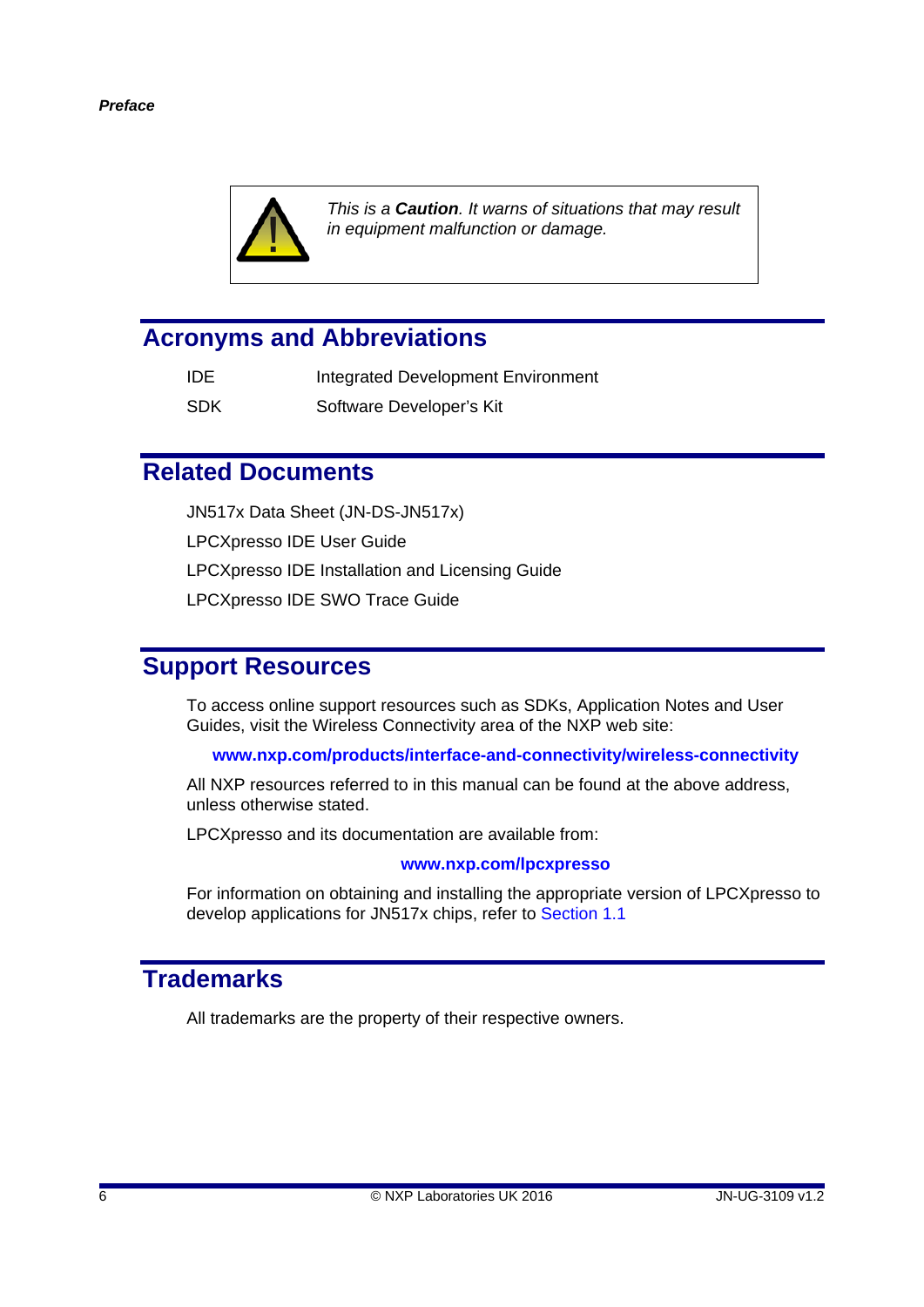*This is a **Caution**. It warns of situations that may result in equipment malfunction or damage.*

## Acronyms and Abbreviations

| | |
|---|---|
| IDE | Integrated Development Environment |
| SDK | Software Developer's Kit |

## Related Documents

JN517x Data Sheet (JN-DS-JN517x)

LPCXpresso IDE User Guide

LPCXpresso IDE Installation and Licensing Guide

LPCXpresso IDE SWO Trace Guide

## Support Resources

To access online support resources such as SDKs, Application Notes and User Guides, visit the Wireless Connectivity area of the NXP web site:

**www.nxp.com/products/interface-and-connectivity/wireless-connectivity**

All NXP resources referred to in this manual can be found at the above address, unless otherwise stated.

LPCXpresso and its documentation are available from:

**www.nxp.com/lpcxpresso**

For information on obtaining and installing the appropriate version of LPCXpresso to develop applications for JN517x chips, refer to Section 1.1

## Trademarks

All trademarks are the property of their respective owners.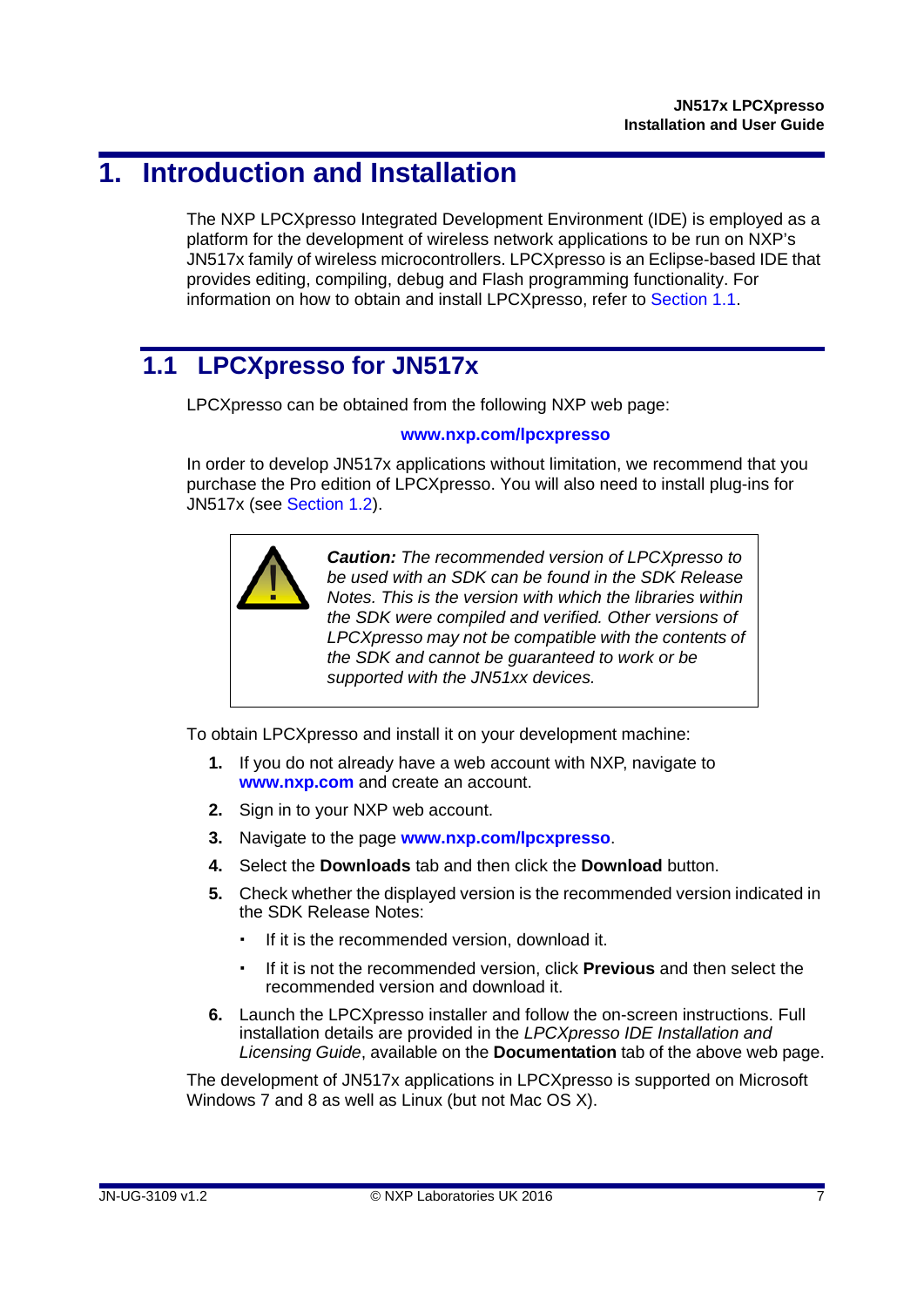# 1. Introduction and Installation

The NXP LPCXpresso Integrated Development Environment (IDE) is employed as a platform for the development of wireless network applications to be run on NXP's JN517x family of wireless microcontrollers. LPCXpresso is an Eclipse-based IDE that provides editing, compiling, debug and Flash programming functionality. For information on how to obtain and install LPCXpresso, refer to Section 1.1.

## 1.1 LPCXpresso for JN517x

LPCXpresso can be obtained from the following NXP web page:

**www.nxp.com/lpcxpresso**

In order to develop JN517x applications without limitation, we recommend that you purchase the Pro edition of LPCXpresso. You will also need to install plug-ins for JN517x (see Section 1.2).

> ***Caution:*** *The recommended version of LPCXpresso to be used with an SDK can be found in the SDK Release Notes. This is the version with which the libraries within the SDK were compiled and verified. Other versions of LPCXpresso may not be compatible with the contents of the SDK and cannot be guaranteed to work or be supported with the JN51xx devices.*

To obtain LPCXpresso and install it on your development machine:

1. If you do not already have a web account with NXP, navigate to **www.nxp.com** and create an account.
2. Sign in to your NXP web account.
3. Navigate to the page **www.nxp.com/lpcxpresso**.
4. Select the **Downloads** tab and then click the **Download** button.
5. Check whether the displayed version is the recommended version indicated in the SDK Release Notes:
   - If it is the recommended version, download it.
   - If it is not the recommended version, click **Previous** and then select the recommended version and download it.
6. Launch the LPCXpresso installer and follow the on-screen instructions. Full installation details are provided in the *LPCXpresso IDE Installation and Licensing Guide*, available on the **Documentation** tab of the above web page.

The development of JN517x applications in LPCXpresso is supported on Microsoft Windows 7 and 8 as well as Linux (but not Mac OS X).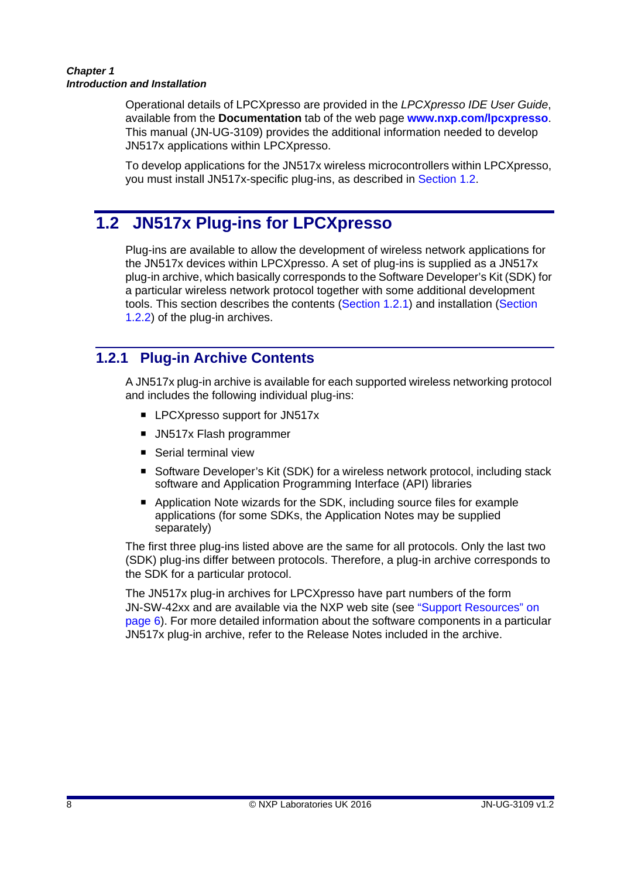Operational details of LPCXpresso are provided in the *LPCXpresso IDE User Guide*, available from the **Documentation** tab of the web page **www.nxp.com/lpcxpresso**. This manual (JN-UG-3109) provides the additional information needed to develop JN517x applications within LPCXpresso.

To develop applications for the JN517x wireless microcontrollers within LPCXpresso, you must install JN517x-specific plug-ins, as described in Section 1.2.

## 1.2 JN517x Plug-ins for LPCXpresso

Plug-ins are available to allow the development of wireless network applications for the JN517x devices within LPCXpresso. A set of plug-ins is supplied as a JN517x plug-in archive, which basically corresponds to the Software Developer's Kit (SDK) for a particular wireless network protocol together with some additional development tools. This section describes the contents (Section 1.2.1) and installation (Section 1.2.2) of the plug-in archives.

### 1.2.1 Plug-in Archive Contents

A JN517x plug-in archive is available for each supported wireless networking protocol and includes the following individual plug-ins:

- LPCXpresso support for JN517x
- JN517x Flash programmer
- Serial terminal view
- Software Developer's Kit (SDK) for a wireless network protocol, including stack software and Application Programming Interface (API) libraries
- Application Note wizards for the SDK, including source files for example applications (for some SDKs, the Application Notes may be supplied separately)

The first three plug-ins listed above are the same for all protocols. Only the last two (SDK) plug-ins differ between protocols. Therefore, a plug-in archive corresponds to the SDK for a particular protocol.

The JN517x plug-in archives for LPCXpresso have part numbers of the form JN-SW-42xx and are available via the NXP web site (see "Support Resources" on page 6). For more detailed information about the software components in a particular JN517x plug-in archive, refer to the Release Notes included in the archive.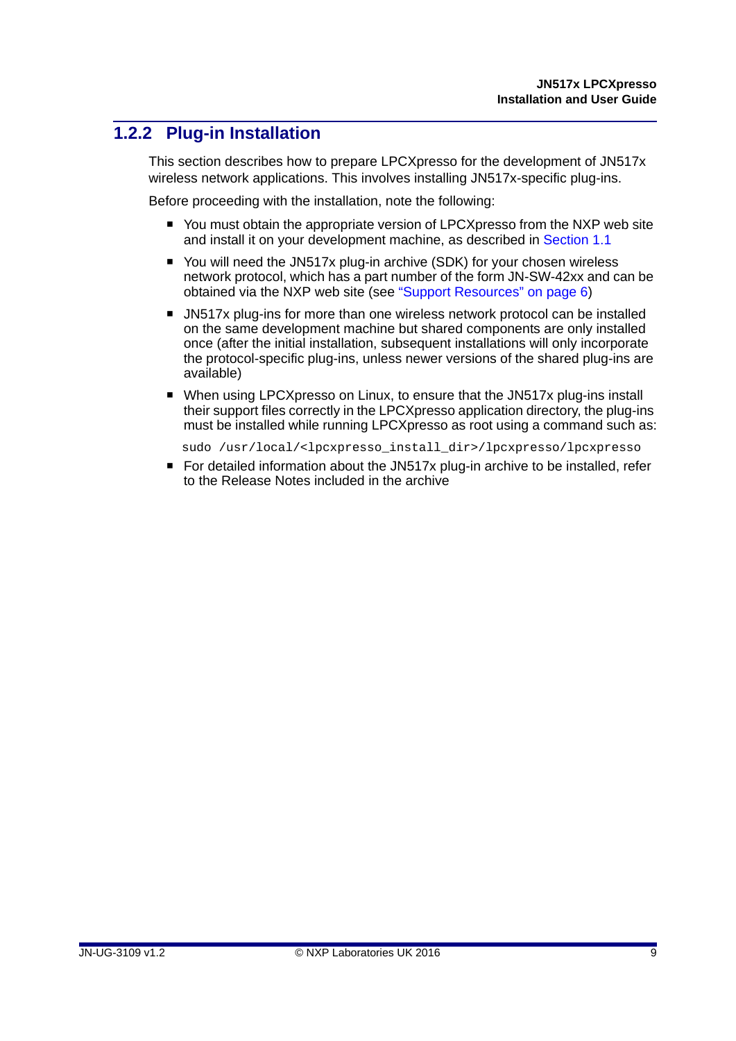### 1.2.2 Plug-in Installation

This section describes how to prepare LPCXpresso for the development of JN517x wireless network applications. This involves installing JN517x-specific plug-ins.

Before proceeding with the installation, note the following:

- You must obtain the appropriate version of LPCXpresso from the NXP web site and install it on your development machine, as described in Section 1.1
- You will need the JN517x plug-in archive (SDK) for your chosen wireless network protocol, which has a part number of the form JN-SW-42xx and can be obtained via the NXP web site (see "Support Resources" on page 6)
- JN517x plug-ins for more than one wireless network protocol can be installed on the same development machine but shared components are only installed once (after the initial installation, subsequent installations will only incorporate the protocol-specific plug-ins, unless newer versions of the shared plug-ins are available)
- When using LPCXpresso on Linux, to ensure that the JN517x plug-ins install their support files correctly in the LPCXpresso application directory, the plug-ins must be installed while running LPCXpresso as root using a command such as:

```
sudo /usr/local/<lpcxpresso_install_dir>/lpcxpresso/lpcxpresso
```

- For detailed information about the JN517x plug-in archive to be installed, refer to the Release Notes included in the archive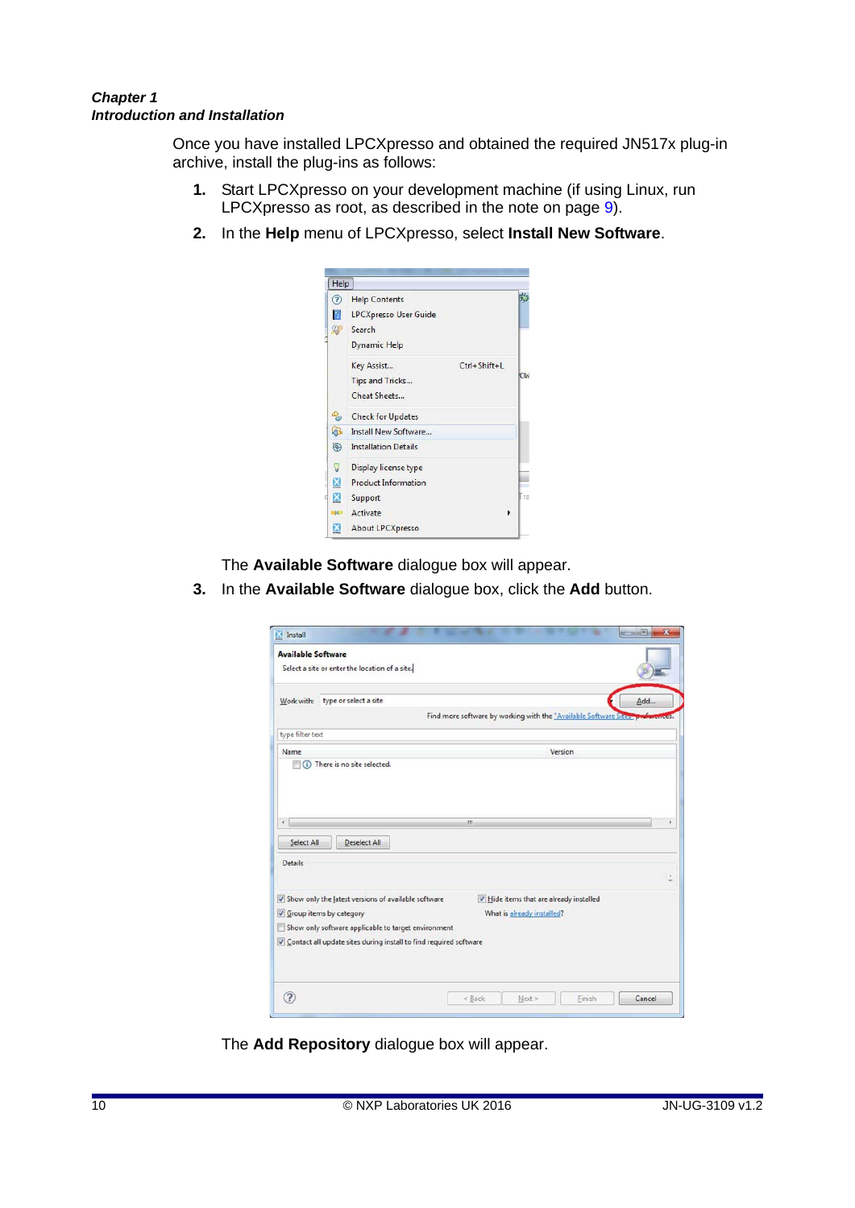Once you have installed LPCXpresso and obtained the required JN517x plug-in archive, install the plug-ins as follows:

1. Start LPCXpresso on your development machine (if using Linux, run LPCXpresso as root, as described in the note on page 9).

2. In the **Help** menu of LPCXpresso, select **Install New Software**.

   The **Available Software** dialogue box will appear.

3. In the **Available Software** dialogue box, click the **Add** button.

   The **Add Repository** dialogue box will appear.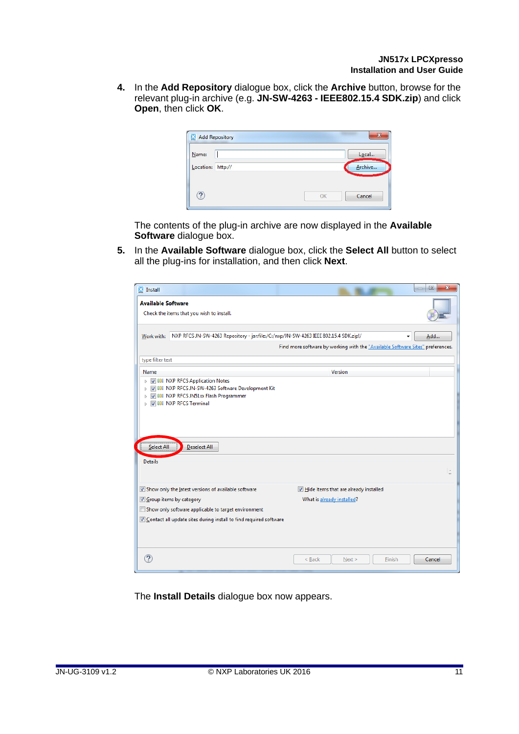4. In the **Add Repository** dialogue box, click the **Archive** button, browse for the relevant plug-in archive (e.g. **JN-SW-4263 - IEEE802.15.4 SDK.zip**) and click **Open**, then click **OK**.

   The contents of the plug-in archive are now displayed in the **Available Software** dialogue box.

5. In the **Available Software** dialogue box, click the **Select All** button to select all the plug-ins for installation, and then click **Next**.

   The **Install Details** dialogue box now appears.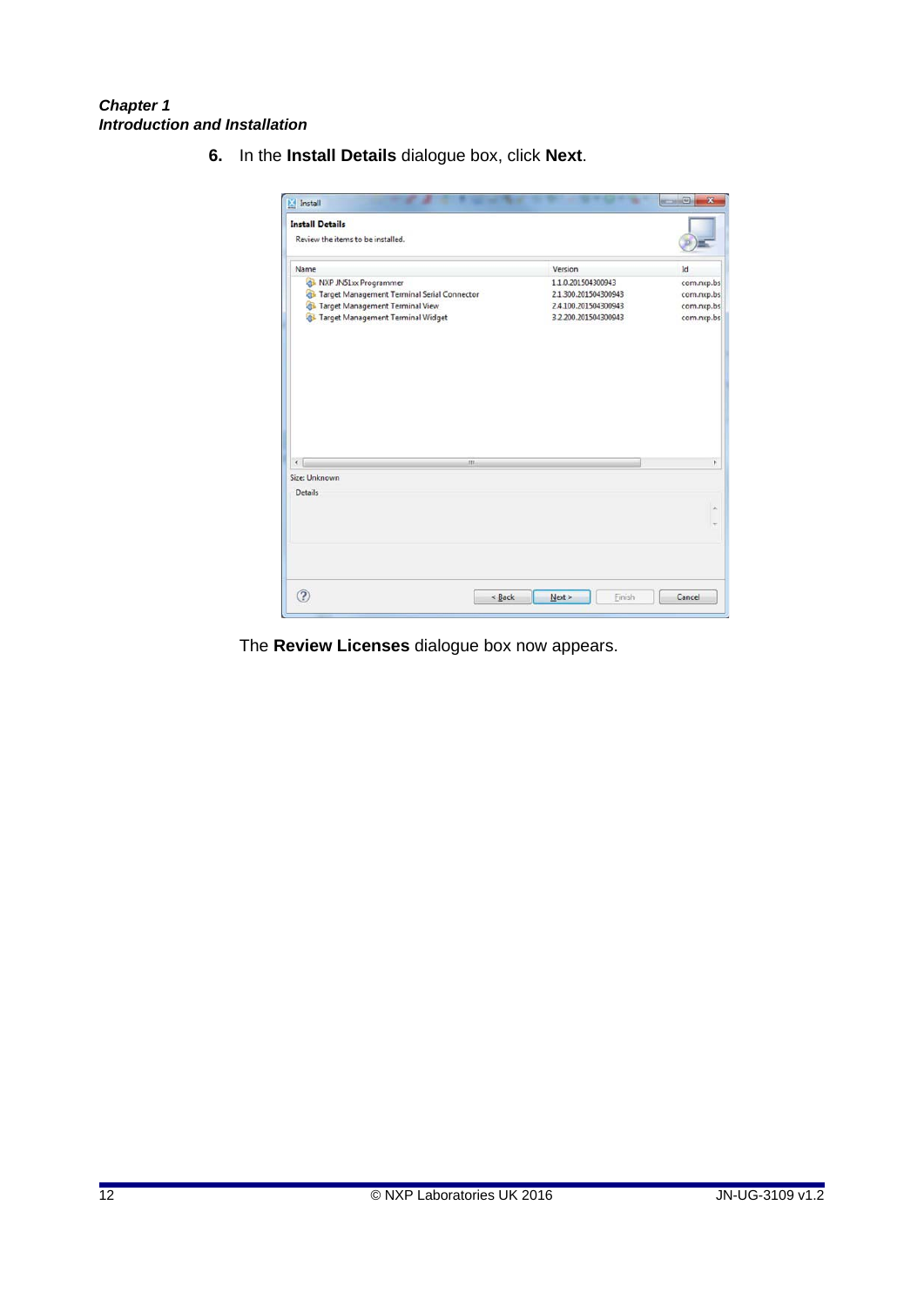6. In the **Install Details** dialogue box, click **Next**.

The **Review Licenses** dialogue box now appears.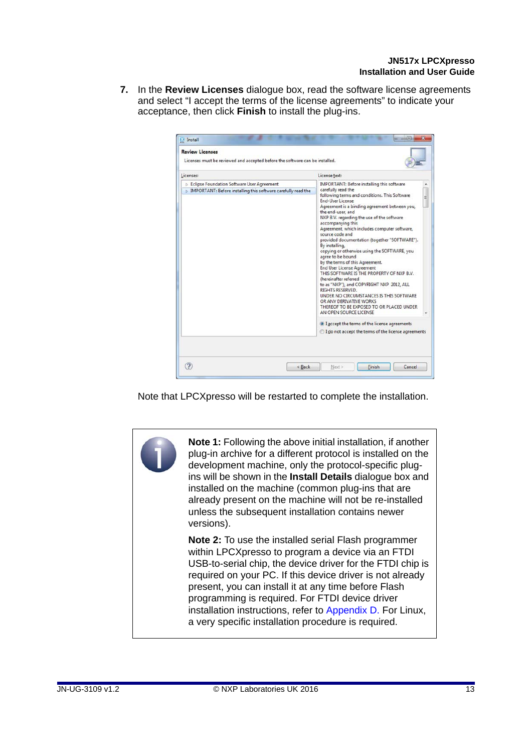7. In the **Review Licenses** dialogue box, read the software license agreements and select “I accept the terms of the license agreements” to indicate your acceptance, then click **Finish** to install the plug-ins.

Note that LPCXpresso will be restarted to complete the installation.

> **Note 1:** Following the above initial installation, if another plug-in archive for a different protocol is installed on the development machine, only the protocol-specific plug-ins will be shown in the **Install Details** dialogue box and installed on the machine (common plug-ins that are already present on the machine will not be re-installed unless the subsequent installation contains newer versions).
>
> **Note 2:** To use the installed serial Flash programmer within LPCXpresso to program a device via an FTDI USB-to-serial chip, the device driver for the FTDI chip is required on your PC. If this device driver is not already present, you can install it at any time before Flash programming is required. For FTDI device driver installation instructions, refer to Appendix D. For Linux, a very specific installation procedure is required.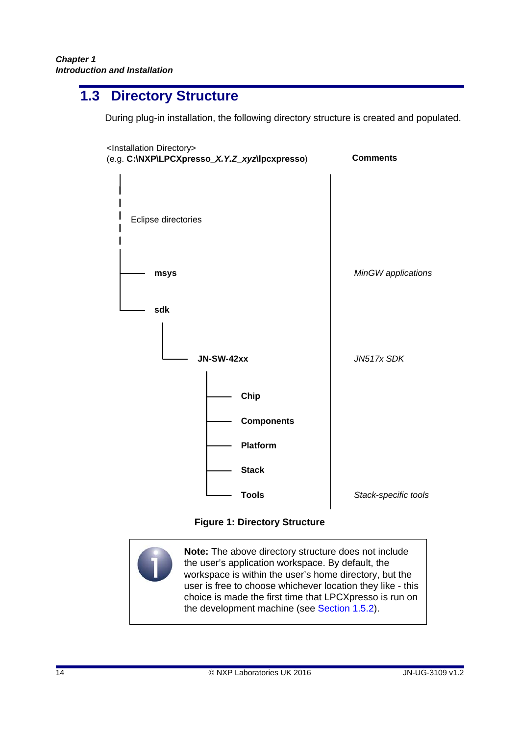## 1.3 Directory Structure

During plug-in installation, the following directory structure is created and populated.

```
<Installation Directory>
(e.g. C:\NXP\LPCXpresso_X.Y.Z_xyz\lpcxpresso)          Comments
 |
 |   Eclipse directories
 |
 |---- msys                                             MinGW applications
 |
 |---- sdk
        |
        |---- JN-SW-42xx                                JN517x SDK
               |
               |---- Chip
               |---- Components
               |---- Platform
               |---- Stack
               |---- Tools                              Stack-specific tools
```

**Figure 1: Directory Structure**

> **Note:** The above directory structure does not include the user's application workspace. By default, the workspace is within the user's home directory, but the user is free to choose whichever location they like - this choice is made the first time that LPCXpresso is run on the development machine (see Section 1.5.2).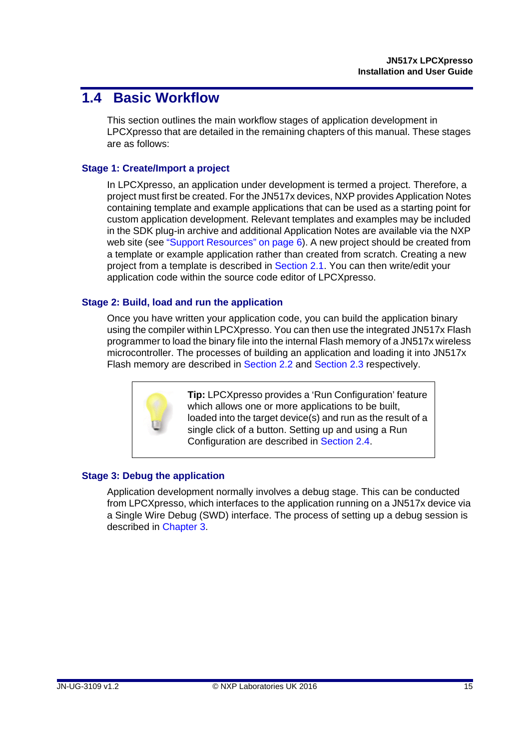## 1.4 Basic Workflow

This section outlines the main workflow stages of application development in LPCXpresso that are detailed in the remaining chapters of this manual. These stages are as follows:

### Stage 1: Create/Import a project

In LPCXpresso, an application under development is termed a project. Therefore, a project must first be created. For the JN517x devices, NXP provides Application Notes containing template and example applications that can be used as a starting point for custom application development. Relevant templates and examples may be included in the SDK plug-in archive and additional Application Notes are available via the NXP web site (see "Support Resources" on page 6). A new project should be created from a template or example application rather than created from scratch. Creating a new project from a template is described in Section 2.1. You can then write/edit your application code within the source code editor of LPCXpresso.

### Stage 2: Build, load and run the application

Once you have written your application code, you can build the application binary using the compiler within LPCXpresso. You can then use the integrated JN517x Flash programmer to load the binary file into the internal Flash memory of a JN517x wireless microcontroller. The processes of building an application and loading it into JN517x Flash memory are described in Section 2.2 and Section 2.3 respectively.

> **Tip:** LPCXpresso provides a 'Run Configuration' feature which allows one or more applications to be built, loaded into the target device(s) and run as the result of a single click of a button. Setting up and using a Run Configuration are described in Section 2.4.

### Stage 3: Debug the application

Application development normally involves a debug stage. This can be conducted from LPCXpresso, which interfaces to the application running on a JN517x device via a Single Wire Debug (SWD) interface. The process of setting up a debug session is described in Chapter 3.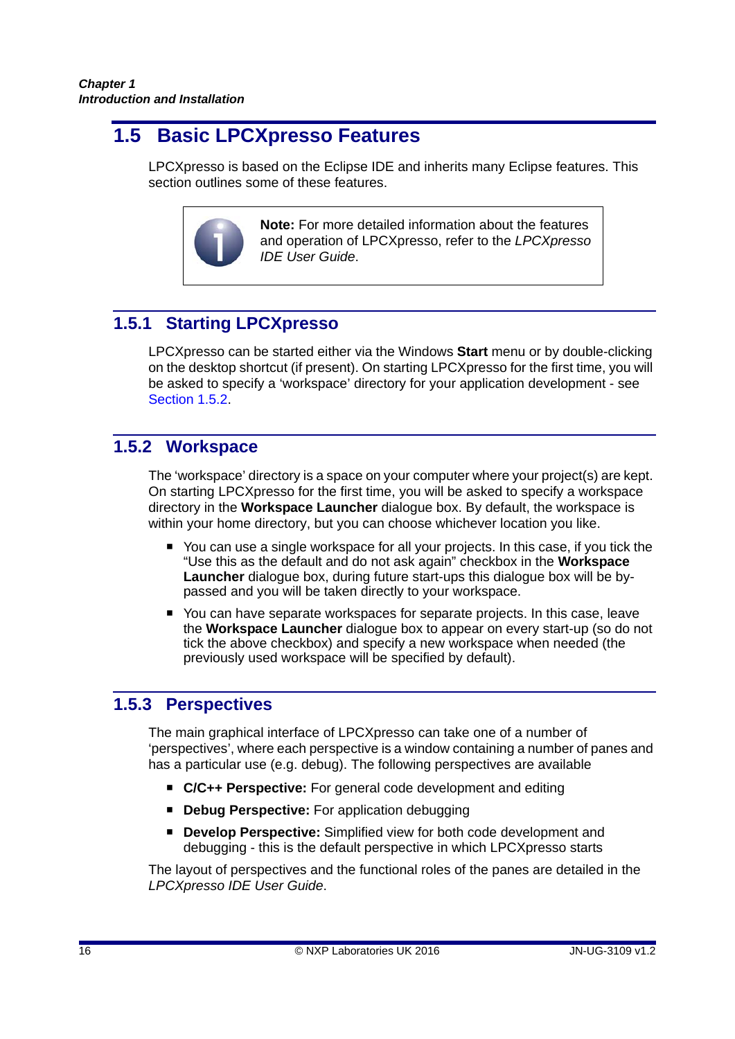## 1.5 Basic LPCXpresso Features

LPCXpresso is based on the Eclipse IDE and inherits many Eclipse features. This section outlines some of these features.

> **Note:** For more detailed information about the features and operation of LPCXpresso, refer to the *LPCXpresso IDE User Guide*.

### 1.5.1 Starting LPCXpresso

LPCXpresso can be started either via the Windows **Start** menu or by double-clicking on the desktop shortcut (if present). On starting LPCXpresso for the first time, you will be asked to specify a 'workspace' directory for your application development - see Section 1.5.2.

### 1.5.2 Workspace

The 'workspace' directory is a space on your computer where your project(s) are kept. On starting LPCXpresso for the first time, you will be asked to specify a workspace directory in the **Workspace Launcher** dialogue box. By default, the workspace is within your home directory, but you can choose whichever location you like.

- You can use a single workspace for all your projects. In this case, if you tick the "Use this as the default and do not ask again" checkbox in the **Workspace Launcher** dialogue box, during future start-ups this dialogue box will be by-passed and you will be taken directly to your workspace.
- You can have separate workspaces for separate projects. In this case, leave the **Workspace Launcher** dialogue box to appear on every start-up (so do not tick the above checkbox) and specify a new workspace when needed (the previously used workspace will be specified by default).

### 1.5.3 Perspectives

The main graphical interface of LPCXpresso can take one of a number of 'perspectives', where each perspective is a window containing a number of panes and has a particular use (e.g. debug). The following perspectives are available

- **C/C++ Perspective:** For general code development and editing
- **Debug Perspective:** For application debugging
- **Develop Perspective:** Simplified view for both code development and debugging - this is the default perspective in which LPCXpresso starts

The layout of perspectives and the functional roles of the panes are detailed in the *LPCXpresso IDE User Guide*.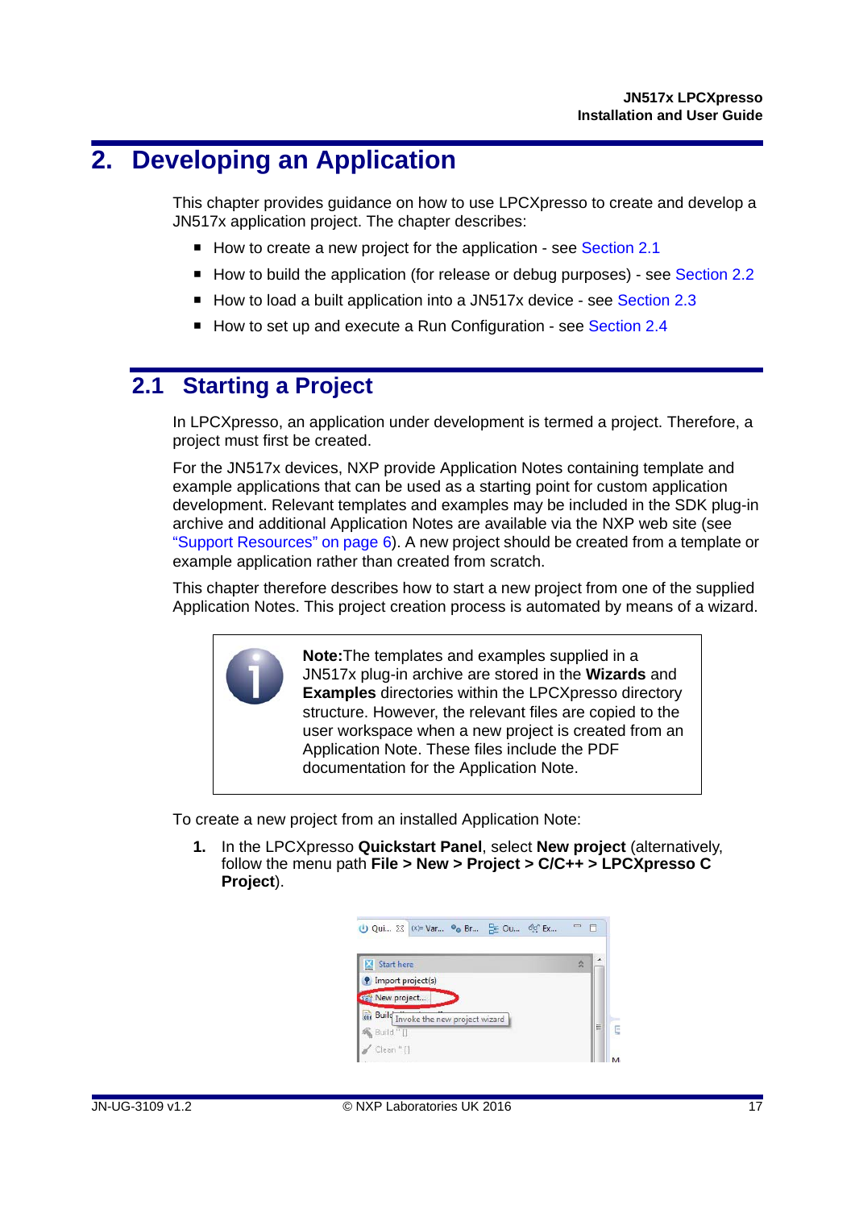# 2. Developing an Application

This chapter provides guidance on how to use LPCXpresso to create and develop a JN517x application project. The chapter describes:

- How to create a new project for the application - see Section 2.1
- How to build the application (for release or debug purposes) - see Section 2.2
- How to load a built application into a JN517x device - see Section 2.3
- How to set up and execute a Run Configuration - see Section 2.4

## 2.1 Starting a Project

In LPCXpresso, an application under development is termed a project. Therefore, a project must first be created.

For the JN517x devices, NXP provide Application Notes containing template and example applications that can be used as a starting point for custom application development. Relevant templates and examples may be included in the SDK plug-in archive and additional Application Notes are available via the NXP web site (see "Support Resources" on page 6). A new project should be created from a template or example application rather than created from scratch.

This chapter therefore describes how to start a new project from one of the supplied Application Notes. This project creation process is automated by means of a wizard.

> **Note:** The templates and examples supplied in a JN517x plug-in archive are stored in the **Wizards** and **Examples** directories within the LPCXpresso directory structure. However, the relevant files are copied to the user workspace when a new project is created from an Application Note. These files include the PDF documentation for the Application Note.

To create a new project from an installed Application Note:

1. In the LPCXpresso **Quickstart Panel**, select **New project** (alternatively, follow the menu path **File > New > Project > C/C++ > LPCXpresso C Project**).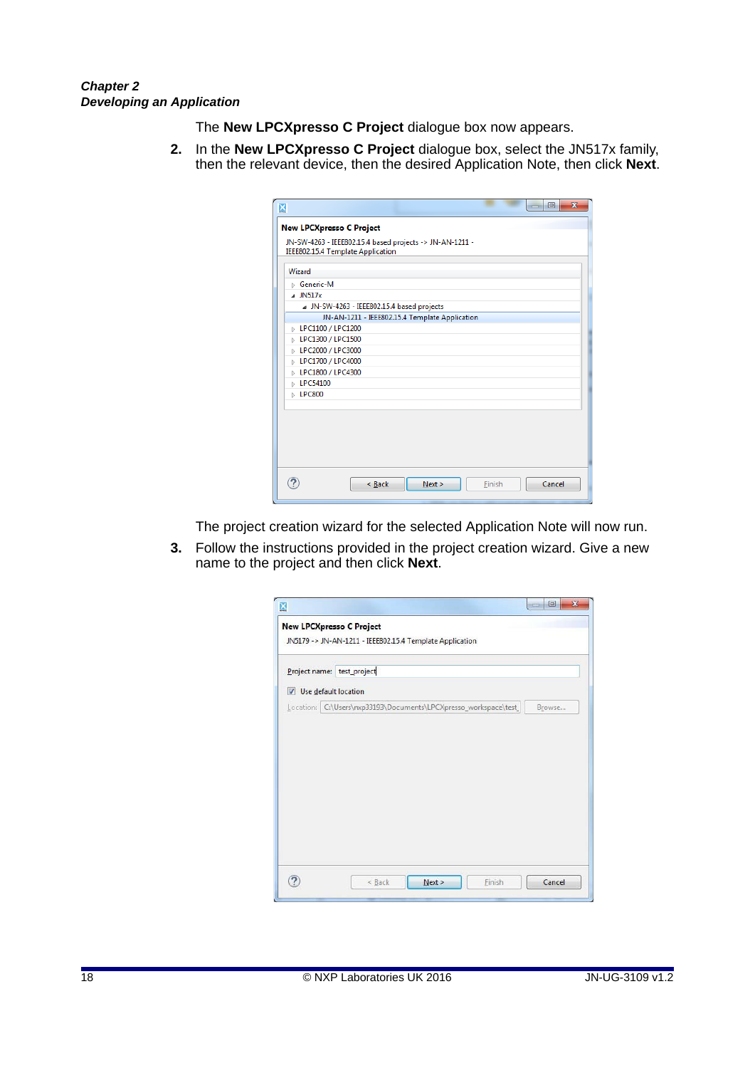The **New LPCXpresso C Project** dialogue box now appears.

2. In the **New LPCXpresso C Project** dialogue box, select the JN517x family, then the relevant device, then the desired Application Note, then click **Next**.

The project creation wizard for the selected Application Note will now run.

3. Follow the instructions provided in the project creation wizard. Give a new name to the project and then click **Next**.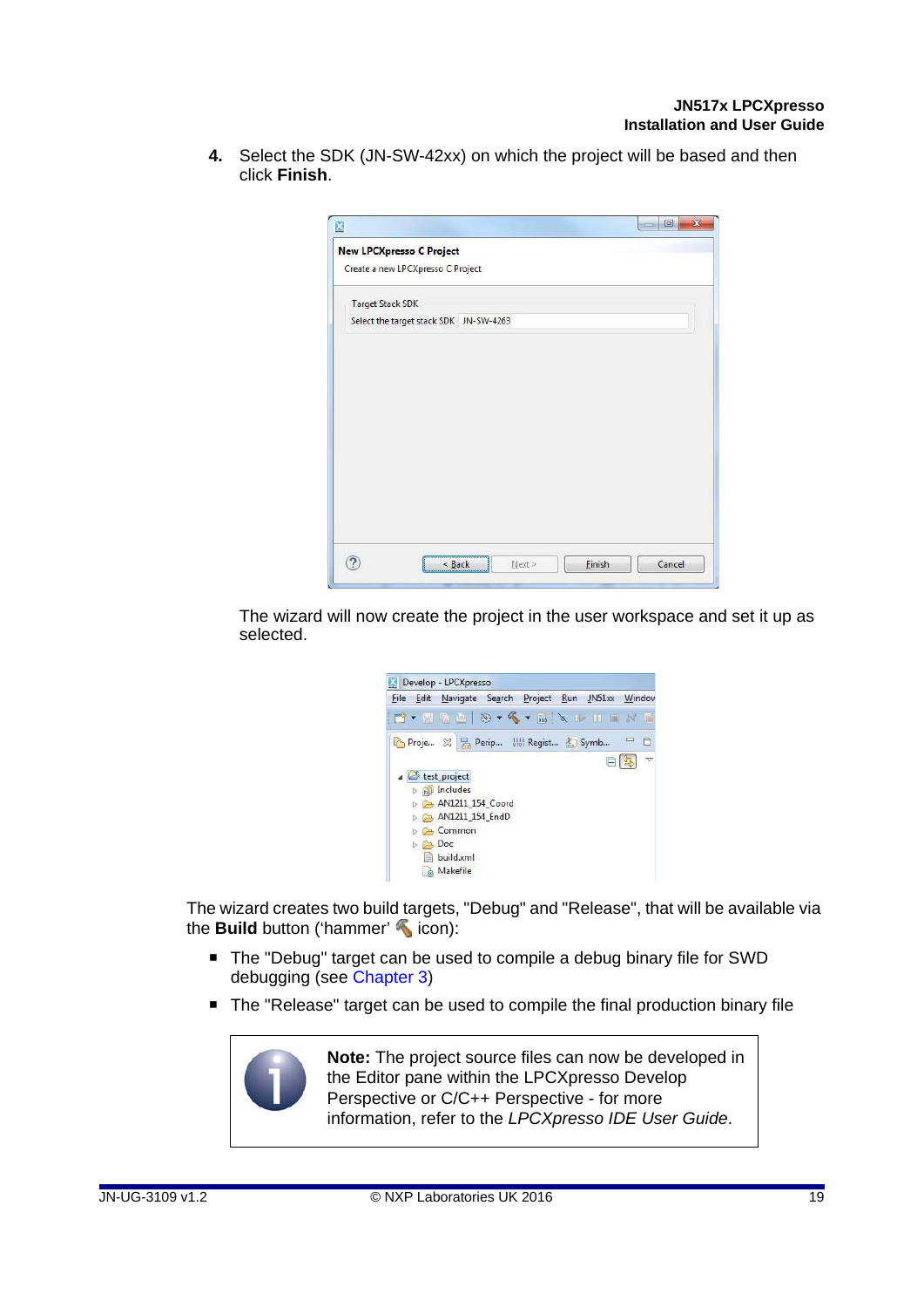4. Select the SDK (JN-SW-42xx) on which the project will be based and then click **Finish**.

The wizard will now create the project in the user workspace and set it up as selected.

The wizard creates two build targets, "Debug" and "Release", that will be available via the **Build** button ('hammer' icon):

- The "Debug" target can be used to compile a debug binary file for SWD debugging (see Chapter 3)
- The "Release" target can be used to compile the final production binary file

**Note:** The project source files can now be developed in the Editor pane within the LPCXpresso Develop Perspective or C/C++ Perspective - for more information, refer to the *LPCXpresso IDE User Guide*.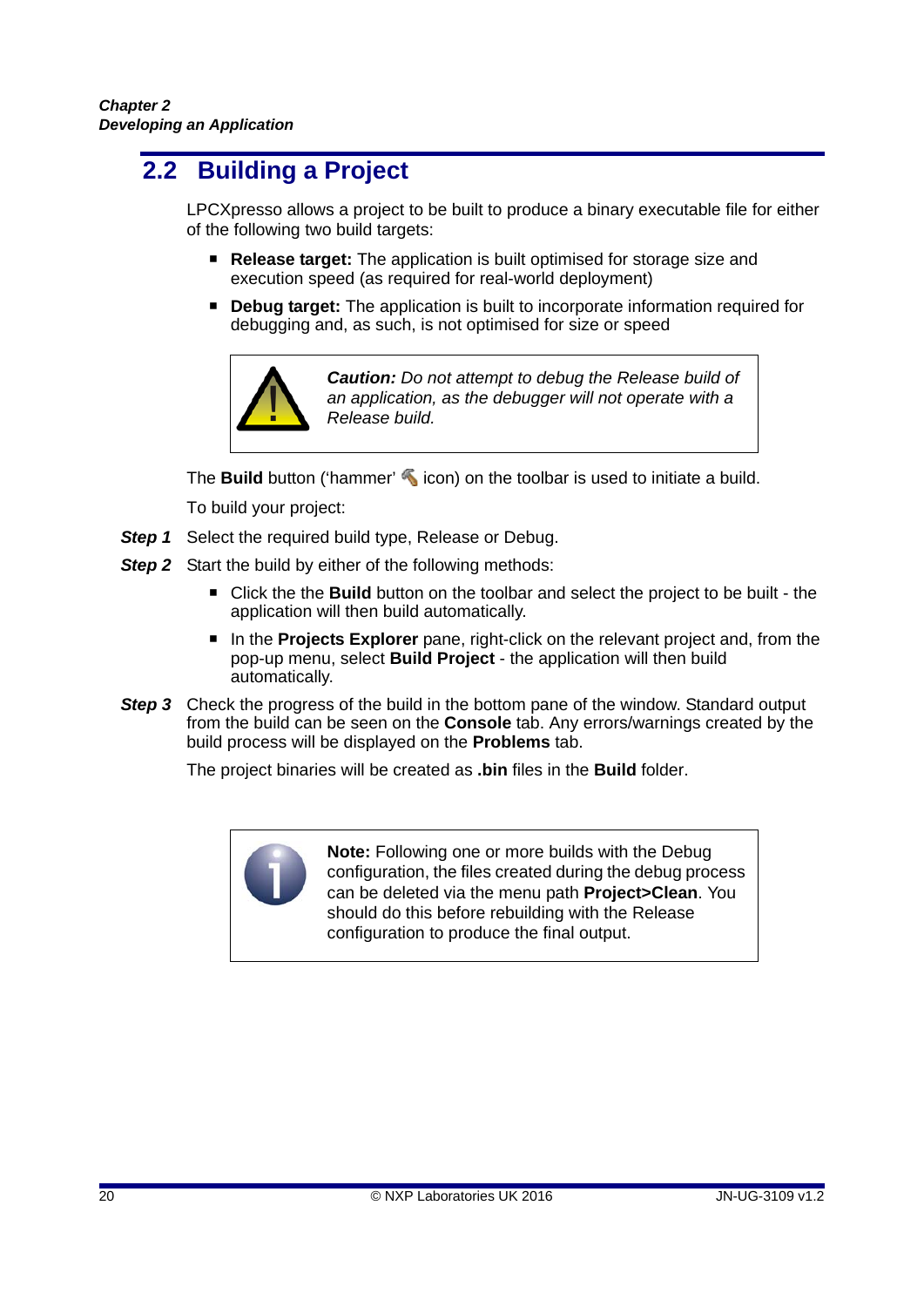## 2.2 Building a Project

LPCXpresso allows a project to be built to produce a binary executable file for either of the following two build targets:

- **Release target:** The application is built optimised for storage size and execution speed (as required for real-world deployment)
- **Debug target:** The application is built to incorporate information required for debugging and, as such, is not optimised for size or speed

> ***Caution:*** *Do not attempt to debug the Release build of an application, as the debugger will not operate with a Release build.*

The **Build** button ('hammer' icon) on the toolbar is used to initiate a build.

To build your project:

***Step 1*** Select the required build type, Release or Debug.

***Step 2*** Start the build by either of the following methods:

- Click the the **Build** button on the toolbar and select the project to be built - the application will then build automatically.
- In the **Projects Explorer** pane, right-click on the relevant project and, from the pop-up menu, select **Build Project** - the application will then build automatically.

***Step 3*** Check the progress of the build in the bottom pane of the window. Standard output from the build can be seen on the **Console** tab. Any errors/warnings created by the build process will be displayed on the **Problems** tab.

The project binaries will be created as **.bin** files in the **Build** folder.

> **Note:** Following one or more builds with the Debug configuration, the files created during the debug process can be deleted via the menu path **Project>Clean**. You should do this before rebuilding with the Release configuration to produce the final output.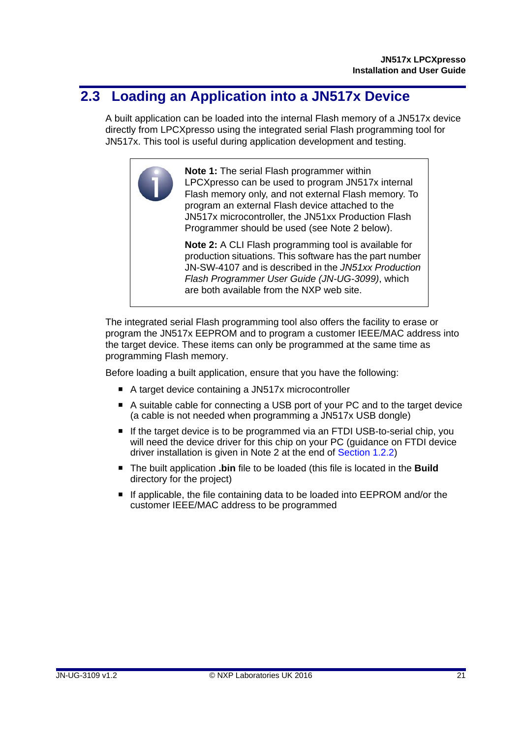## 2.3 Loading an Application into a JN517x Device

A built application can be loaded into the internal Flash memory of a JN517x device directly from LPCXpresso using the integrated serial Flash programming tool for JN517x. This tool is useful during application development and testing.

> **Note 1:** The serial Flash programmer within LPCXpresso can be used to program JN517x internal Flash memory only, and not external Flash memory. To program an external Flash device attached to the JN517x microcontroller, the JN51xx Production Flash Programmer should be used (see Note 2 below).
>
> **Note 2:** A CLI Flash programming tool is available for production situations. This software has the part number JN-SW-4107 and is described in the *JN51xx Production Flash Programmer User Guide (JN-UG-3099)*, which are both available from the NXP web site.

The integrated serial Flash programming tool also offers the facility to erase or program the JN517x EEPROM and to program a customer IEEE/MAC address into the target device. These items can only be programmed at the same time as programming Flash memory.

Before loading a built application, ensure that you have the following:

- A target device containing a JN517x microcontroller
- A suitable cable for connecting a USB port of your PC and to the target device (a cable is not needed when programming a JN517x USB dongle)
- If the target device is to be programmed via an FTDI USB-to-serial chip, you will need the device driver for this chip on your PC (guidance on FTDI device driver installation is given in Note 2 at the end of Section 1.2.2)
- The built application **.bin** file to be loaded (this file is located in the **Build** directory for the project)
- If applicable, the file containing data to be loaded into EEPROM and/or the customer IEEE/MAC address to be programmed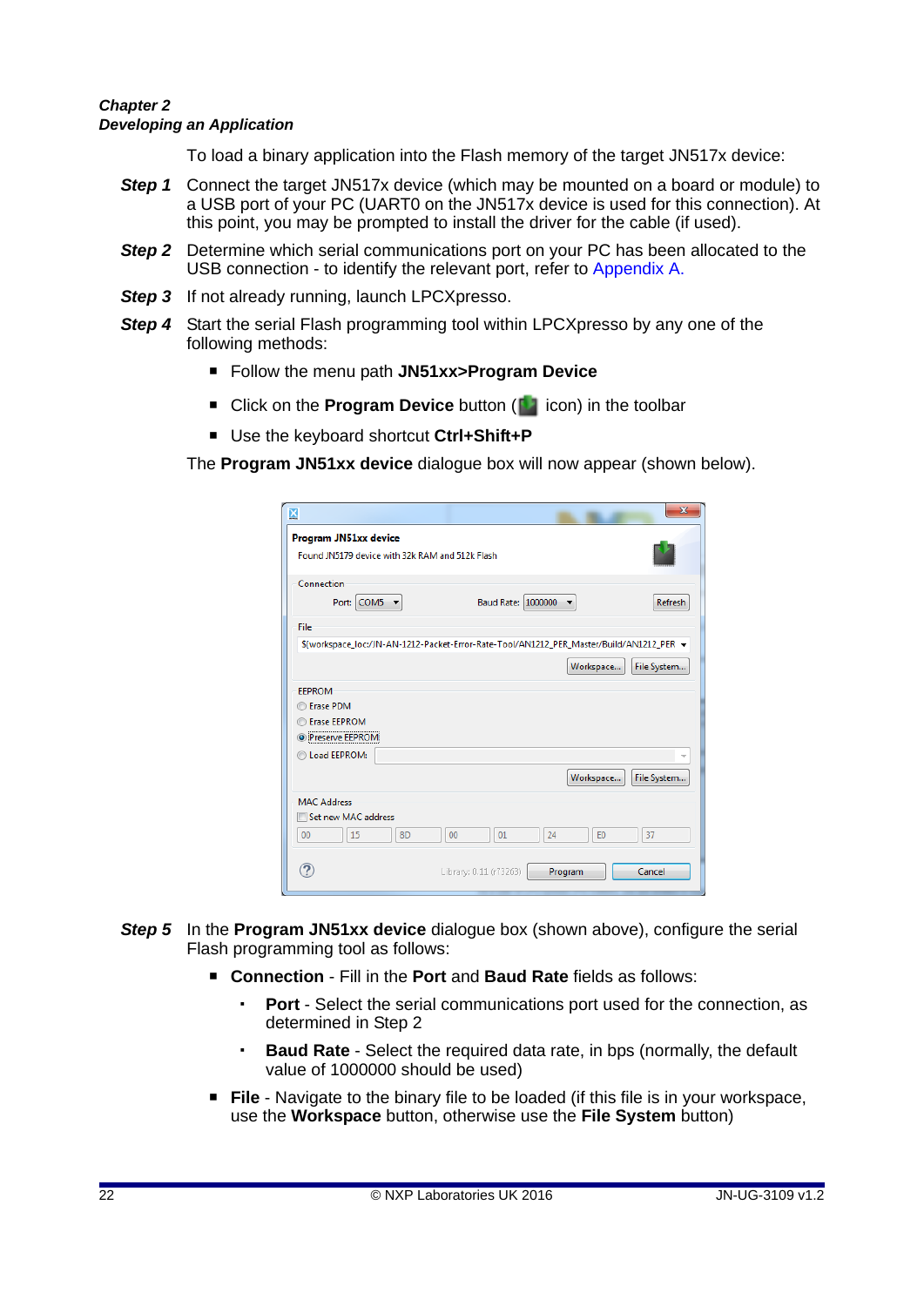To load a binary application into the Flash memory of the target JN517x device:

***Step 1*** Connect the target JN517x device (which may be mounted on a board or module) to a USB port of your PC (UART0 on the JN517x device is used for this connection). At this point, you may be prompted to install the driver for the cable (if used).

***Step 2*** Determine which serial communications port on your PC has been allocated to the USB connection - to identify the relevant port, refer to Appendix A.

***Step 3*** If not already running, launch LPCXpresso.

***Step 4*** Start the serial Flash programming tool within LPCXpresso by any one of the following methods:

- Follow the menu path **JN51xx>Program Device**
- Click on the **Program Device** button ( icon) in the toolbar
- Use the keyboard shortcut **Ctrl+Shift+P**

The **Program JN51xx device** dialogue box will now appear (shown below).

***Step 5*** In the **Program JN51xx device** dialogue box (shown above), configure the serial Flash programming tool as follows:

- **Connection** - Fill in the **Port** and **Baud Rate** fields as follows:
  - **Port** - Select the serial communications port used for the connection, as determined in Step 2
  - **Baud Rate** - Select the required data rate, in bps (normally, the default value of 1000000 should be used)
- **File** - Navigate to the binary file to be loaded (if this file is in your workspace, use the **Workspace** button, otherwise use the **File System** button)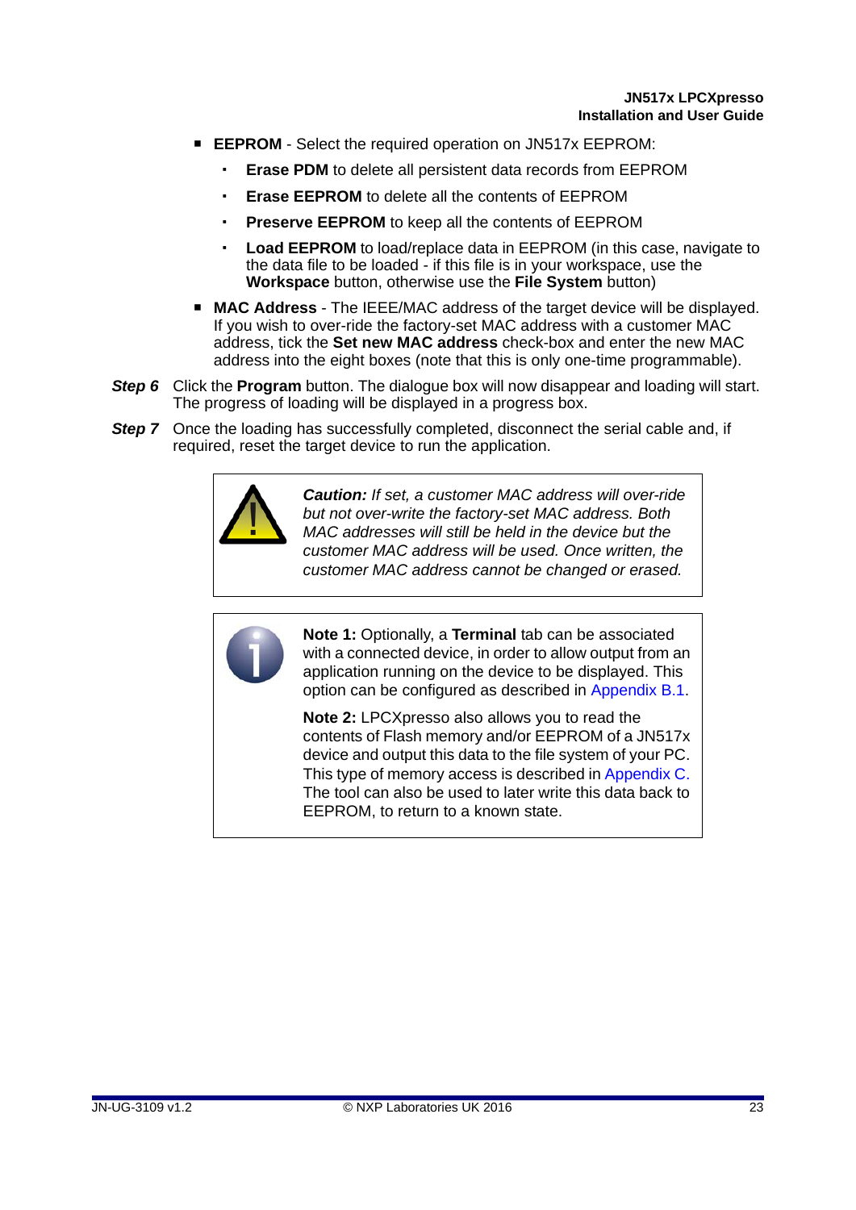- **EEPROM** - Select the required operation on JN517x EEPROM:
  - **Erase PDM** to delete all persistent data records from EEPROM
  - **Erase EEPROM** to delete all the contents of EEPROM
  - **Preserve EEPROM** to keep all the contents of EEPROM
  - **Load EEPROM** to load/replace data in EEPROM (in this case, navigate to the data file to be loaded - if this file is in your workspace, use the **Workspace** button, otherwise use the **File System** button)
- **MAC Address** - The IEEE/MAC address of the target device will be displayed. If you wish to over-ride the factory-set MAC address with a customer MAC address, tick the **Set new MAC address** check-box and enter the new MAC address into the eight boxes (note that this is only one-time programmable).

***Step 6*** Click the **Program** button. The dialogue box will now disappear and loading will start. The progress of loading will be displayed in a progress box.

***Step 7*** Once the loading has successfully completed, disconnect the serial cable and, if required, reset the target device to run the application.

> ***Caution:*** *If set, a customer MAC address will over-ride but not over-write the factory-set MAC address. Both MAC addresses will still be held in the device but the customer MAC address will be used. Once written, the customer MAC address cannot be changed or erased.*

> **Note 1:** Optionally, a **Terminal** tab can be associated with a connected device, in order to allow output from an application running on the device to be displayed. This option can be configured as described in Appendix B.1.
>
> **Note 2:** LPCXpresso also allows you to read the contents of Flash memory and/or EEPROM of a JN517x device and output this data to the file system of your PC. This type of memory access is described in Appendix C. The tool can also be used to later write this data back to EEPROM, to return to a known state.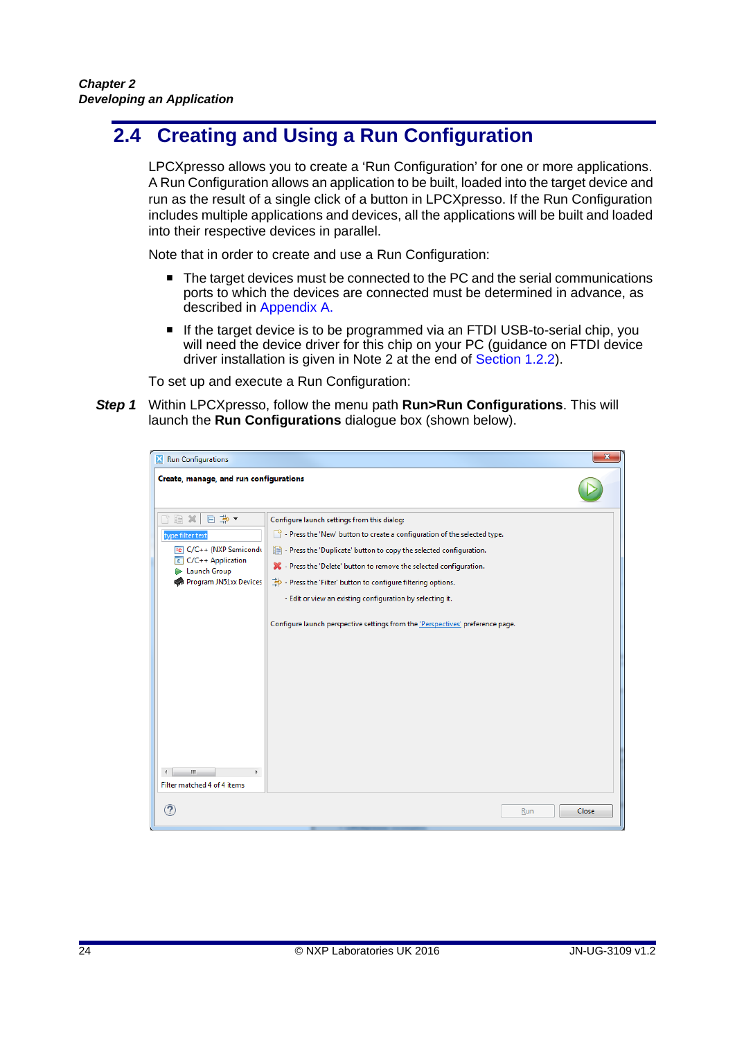## 2.4 Creating and Using a Run Configuration

LPCXpresso allows you to create a 'Run Configuration' for one or more applications. A Run Configuration allows an application to be built, loaded into the target device and run as the result of a single click of a button in LPCXpresso. If the Run Configuration includes multiple applications and devices, all the applications will be built and loaded into their respective devices in parallel.

Note that in order to create and use a Run Configuration:

- The target devices must be connected to the PC and the serial communications ports to which the devices are connected must be determined in advance, as described in Appendix A.
- If the target device is to be programmed via an FTDI USB-to-serial chip, you will need the device driver for this chip on your PC (guidance on FTDI device driver installation is given in Note 2 at the end of Section 1.2.2).

To set up and execute a Run Configuration:

***Step 1*** Within LPCXpresso, follow the menu path **Run>Run Configurations**. This will launch the **Run Configurations** dialogue box (shown below).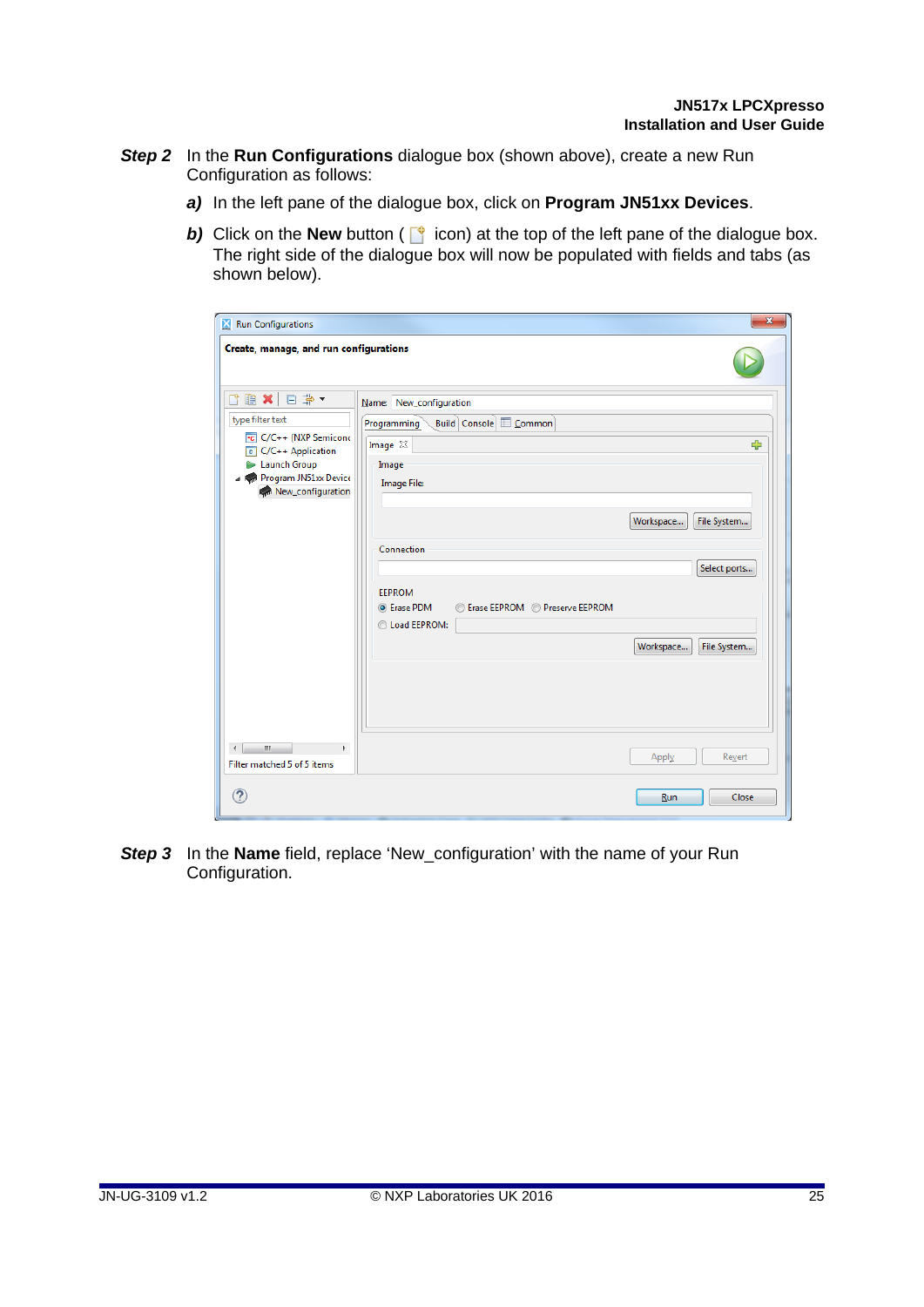***Step 2*** In the **Run Configurations** dialogue box (shown above), create a new Run Configuration as follows:

***a)*** In the left pane of the dialogue box, click on **Program JN51xx Devices**.

***b)*** Click on the **New** button ( icon) at the top of the left pane of the dialogue box. The right side of the dialogue box will now be populated with fields and tabs (as shown below).

***Step 3*** In the **Name** field, replace ‘New_configuration’ with the name of your Run Configuration.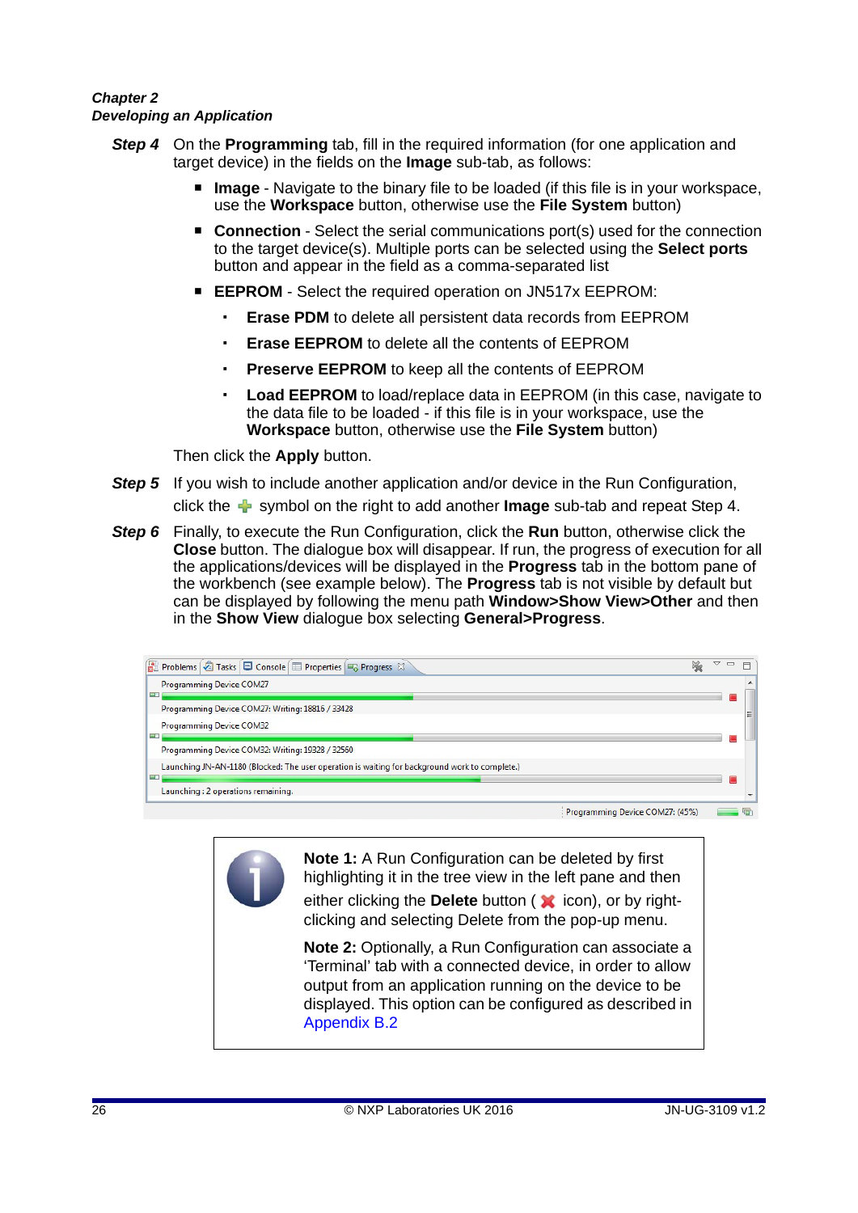**Step 4** On the **Programming** tab, fill in the required information (for one application and target device) in the fields on the **Image** sub-tab, as follows:

- **Image** - Navigate to the binary file to be loaded (if this file is in your workspace, use the **Workspace** button, otherwise use the **File System** button)
- **Connection** - Select the serial communications port(s) used for the connection to the target device(s). Multiple ports can be selected using the **Select ports** button and appear in the field as a comma-separated list
- **EEPROM** - Select the required operation on JN517x EEPROM:
  - **Erase PDM** to delete all persistent data records from EEPROM
  - **Erase EEPROM** to delete all the contents of EEPROM
  - **Preserve EEPROM** to keep all the contents of EEPROM
  - **Load EEPROM** to load/replace data in EEPROM (in this case, navigate to the data file to be loaded - if this file is in your workspace, use the **Workspace** button, otherwise use the **File System** button)

Then click the **Apply** button.

**Step 5** If you wish to include another application and/or device in the Run Configuration, click the symbol on the right to add another **Image** sub-tab and repeat Step 4.

**Step 6** Finally, to execute the Run Configuration, click the **Run** button, otherwise click the **Close** button. The dialogue box will disappear. If run, the progress of execution for all the applications/devices will be displayed in the **Progress** tab in the bottom pane of the workbench (see example below). The **Progress** tab is not visible by default but can be displayed by following the menu path **Window>Show View>Other** and then in the **Show View** dialogue box selecting **General>Progress**.

**Note 1:** A Run Configuration can be deleted by first highlighting it in the tree view in the left pane and then either clicking the **Delete** button ( icon), or by right-clicking and selecting Delete from the pop-up menu.

**Note 2:** Optionally, a Run Configuration can associate a 'Terminal' tab with a connected device, in order to allow output from an application running on the device to be displayed. This option can be configured as described in Appendix B.2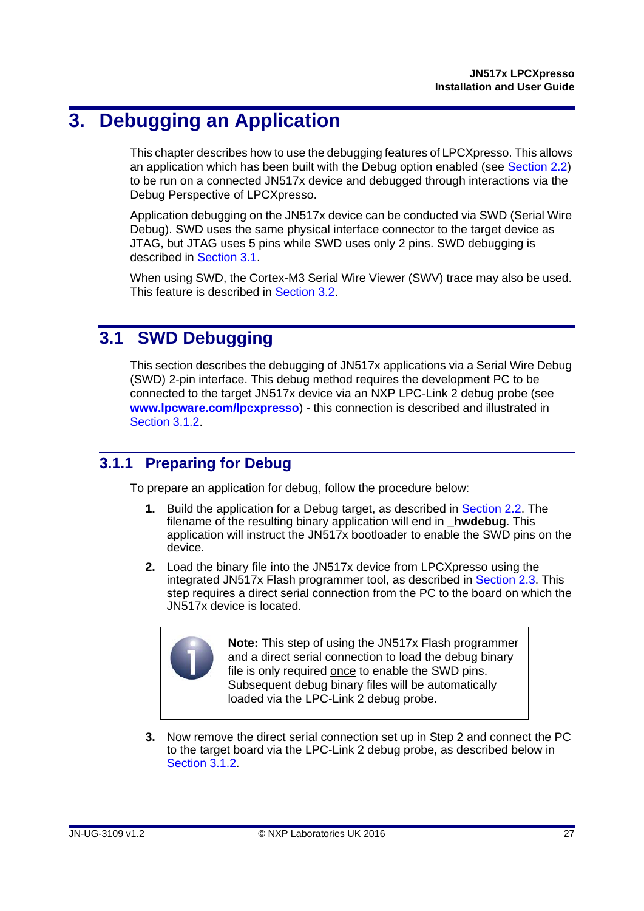# 3. Debugging an Application

This chapter describes how to use the debugging features of LPCXpresso. This allows an application which has been built with the Debug option enabled (see Section 2.2) to be run on a connected JN517x device and debugged through interactions via the Debug Perspective of LPCXpresso.

Application debugging on the JN517x device can be conducted via SWD (Serial Wire Debug). SWD uses the same physical interface connector to the target device as JTAG, but JTAG uses 5 pins while SWD uses only 2 pins. SWD debugging is described in Section 3.1.

When using SWD, the Cortex-M3 Serial Wire Viewer (SWV) trace may also be used. This feature is described in Section 3.2.

## 3.1 SWD Debugging

This section describes the debugging of JN517x applications via a Serial Wire Debug (SWD) 2-pin interface. This debug method requires the development PC to be connected to the target JN517x device via an NXP LPC-Link 2 debug probe (see **www.lpcware.com/lpcxpresso**) - this connection is described and illustrated in Section 3.1.2.

### 3.1.1 Preparing for Debug

To prepare an application for debug, follow the procedure below:

1. Build the application for a Debug target, as described in Section 2.2. The filename of the resulting binary application will end in **_hwdebug**. This application will instruct the JN517x bootloader to enable the SWD pins on the device.
2. Load the binary file into the JN517x device from LPCXpresso using the integrated JN517x Flash programmer tool, as described in Section 2.3. This step requires a direct serial connection from the PC to the board on which the JN517x device is located.

> **Note:** This step of using the JN517x Flash programmer and a direct serial connection to load the debug binary file is only required once to enable the SWD pins. Subsequent debug binary files will be automatically loaded via the LPC-Link 2 debug probe.

3. Now remove the direct serial connection set up in Step 2 and connect the PC to the target board via the LPC-Link 2 debug probe, as described below in Section 3.1.2.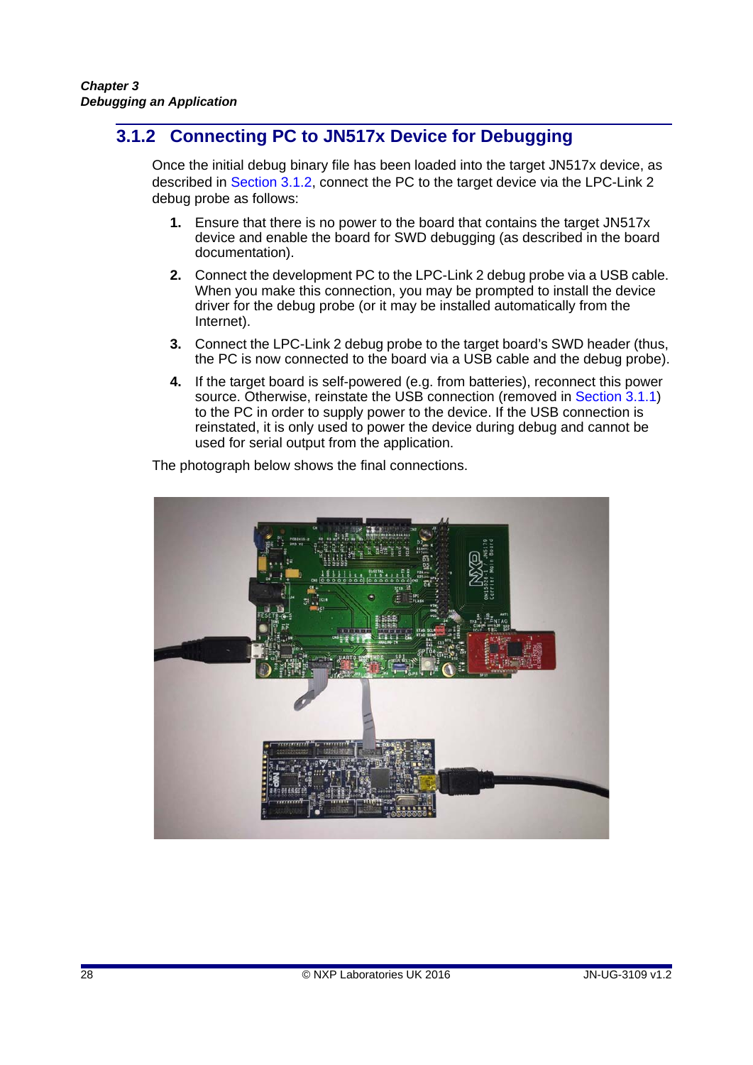### 3.1.2 Connecting PC to JN517x Device for Debugging

Once the initial debug binary file has been loaded into the target JN517x device, as described in Section 3.1.2, connect the PC to the target device via the LPC-Link 2 debug probe as follows:

1. Ensure that there is no power to the board that contains the target JN517x device and enable the board for SWD debugging (as described in the board documentation).
2. Connect the development PC to the LPC-Link 2 debug probe via a USB cable. When you make this connection, you may be prompted to install the device driver for the debug probe (or it may be installed automatically from the Internet).
3. Connect the LPC-Link 2 debug probe to the target board's SWD header (thus, the PC is now connected to the board via a USB cable and the debug probe).
4. If the target board is self-powered (e.g. from batteries), reconnect this power source. Otherwise, reinstate the USB connection (removed in Section 3.1.1) to the PC in order to supply power to the device. If the USB connection is reinstated, it is only used to power the device during debug and cannot be used for serial output from the application.

The photograph below shows the final connections.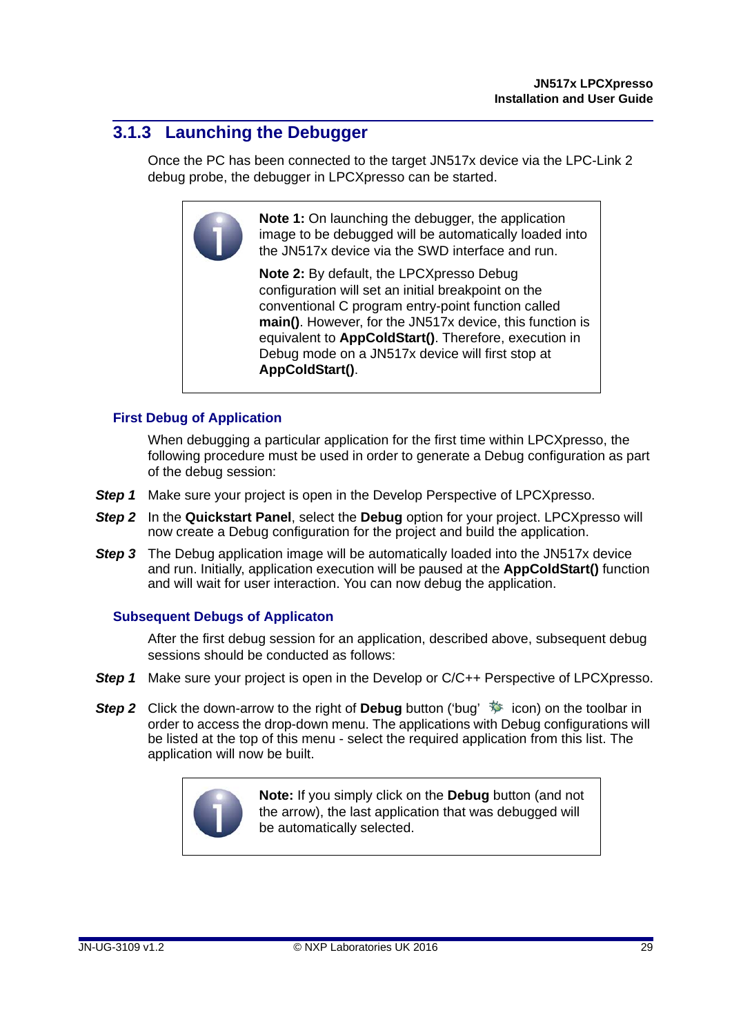### 3.1.3 Launching the Debugger

Once the PC has been connected to the target JN517x device via the LPC-Link 2 debug probe, the debugger in LPCXpresso can be started.

> **Note 1:** On launching the debugger, the application image to be debugged will be automatically loaded into the JN517x device via the SWD interface and run.
>
> **Note 2:** By default, the LPCXpresso Debug configuration will set an initial breakpoint on the conventional C program entry-point function called **main()**. However, for the JN517x device, this function is equivalent to **AppColdStart()**. Therefore, execution in Debug mode on a JN517x device will first stop at **AppColdStart()**.

#### First Debug of Application

When debugging a particular application for the first time within LPCXpresso, the following procedure must be used in order to generate a Debug configuration as part of the debug session:

***Step 1*** Make sure your project is open in the Develop Perspective of LPCXpresso.

***Step 2*** In the **Quickstart Panel**, select the **Debug** option for your project. LPCXpresso will now create a Debug configuration for the project and build the application.

***Step 3*** The Debug application image will be automatically loaded into the JN517x device and run. Initially, application execution will be paused at the **AppColdStart()** function and will wait for user interaction. You can now debug the application.

#### Subsequent Debugs of Applicaton

After the first debug session for an application, described above, subsequent debug sessions should be conducted as follows:

***Step 1*** Make sure your project is open in the Develop or C/C++ Perspective of LPCXpresso.

***Step 2*** Click the down-arrow to the right of **Debug** button ('bug' icon) on the toolbar in order to access the drop-down menu. The applications with Debug configurations will be listed at the top of this menu - select the required application from this list. The application will now be built.

> **Note:** If you simply click on the **Debug** button (and not the arrow), the last application that was debugged will be automatically selected.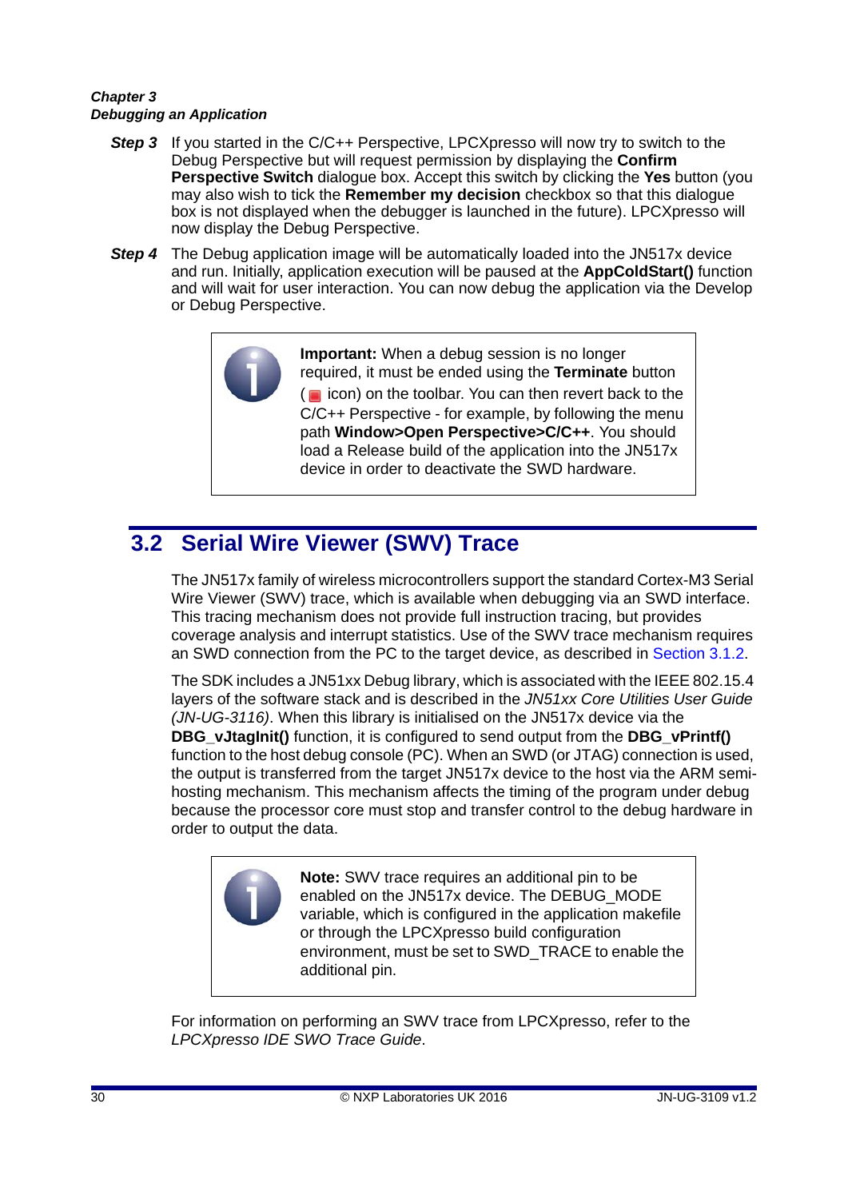**Step 3** If you started in the C/C++ Perspective, LPCXpresso will now try to switch to the Debug Perspective but will request permission by displaying the **Confirm Perspective Switch** dialogue box. Accept this switch by clicking the **Yes** button (you may also wish to tick the **Remember my decision** checkbox so that this dialogue box is not displayed when the debugger is launched in the future). LPCXpresso will now display the Debug Perspective.

**Step 4** The Debug application image will be automatically loaded into the JN517x device and run. Initially, application execution will be paused at the **AppColdStart()** function and will wait for user interaction. You can now debug the application via the Develop or Debug Perspective.

> **Important:** When a debug session is no longer required, it must be ended using the **Terminate** button ( icon) on the toolbar. You can then revert back to the C/C++ Perspective - for example, by following the menu path **Window>Open Perspective>C/C++**. You should load a Release build of the application into the JN517x device in order to deactivate the SWD hardware.

## 3.2 Serial Wire Viewer (SWV) Trace

The JN517x family of wireless microcontrollers support the standard Cortex-M3 Serial Wire Viewer (SWV) trace, which is available when debugging via an SWD interface. This tracing mechanism does not provide full instruction tracing, but provides coverage analysis and interrupt statistics. Use of the SWV trace mechanism requires an SWD connection from the PC to the target device, as described in Section 3.1.2.

The SDK includes a JN51xx Debug library, which is associated with the IEEE 802.15.4 layers of the software stack and is described in the *JN51xx Core Utilities User Guide (JN-UG-3116)*. When this library is initialised on the JN517x device via the **DBG_vJtagInit()** function, it is configured to send output from the **DBG_vPrintf()** function to the host debug console (PC). When an SWD (or JTAG) connection is used, the output is transferred from the target JN517x device to the host via the ARM semi-hosting mechanism. This mechanism affects the timing of the program under debug because the processor core must stop and transfer control to the debug hardware in order to output the data.

> **Note:** SWV trace requires an additional pin to be enabled on the JN517x device. The DEBUG_MODE variable, which is configured in the application makefile or through the LPCXpresso build configuration environment, must be set to SWD_TRACE to enable the additional pin.

For information on performing an SWV trace from LPCXpresso, refer to the *LPCXpresso IDE SWO Trace Guide*.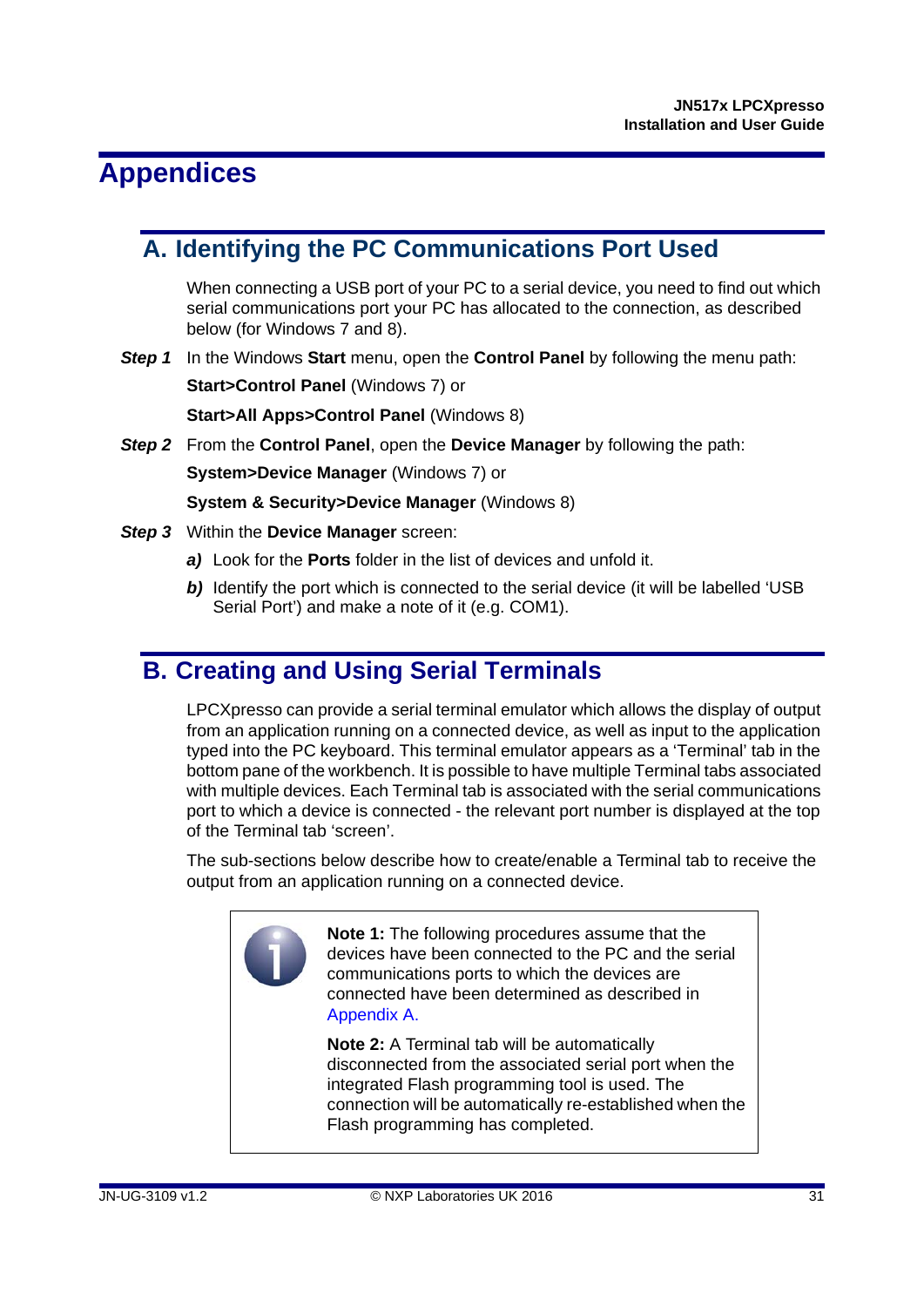# Appendices

## A. Identifying the PC Communications Port Used

When connecting a USB port of your PC to a serial device, you need to find out which serial communications port your PC has allocated to the connection, as described below (for Windows 7 and 8).

***Step 1*** In the Windows **Start** menu, open the **Control Panel** by following the menu path:

**Start>Control Panel** (Windows 7) or

**Start>All Apps>Control Panel** (Windows 8)

***Step 2*** From the **Control Panel**, open the **Device Manager** by following the path:

**System>Device Manager** (Windows 7) or

**System & Security>Device Manager** (Windows 8)

***Step 3*** Within the **Device Manager** screen:

***a)*** Look for the **Ports** folder in the list of devices and unfold it.

***b)*** Identify the port which is connected to the serial device (it will be labelled 'USB Serial Port') and make a note of it (e.g. COM1).

## B. Creating and Using Serial Terminals

LPCXpresso can provide a serial terminal emulator which allows the display of output from an application running on a connected device, as well as input to the application typed into the PC keyboard. This terminal emulator appears as a 'Terminal' tab in the bottom pane of the workbench. It is possible to have multiple Terminal tabs associated with multiple devices. Each Terminal tab is associated with the serial communications port to which a device is connected - the relevant port number is displayed at the top of the Terminal tab 'screen'.

The sub-sections below describe how to create/enable a Terminal tab to receive the output from an application running on a connected device.

> **Note 1:** The following procedures assume that the devices have been connected to the PC and the serial communications ports to which the devices are connected have been determined as described in Appendix A.
>
> **Note 2:** A Terminal tab will be automatically disconnected from the associated serial port when the integrated Flash programming tool is used. The connection will be automatically re-established when the Flash programming has completed.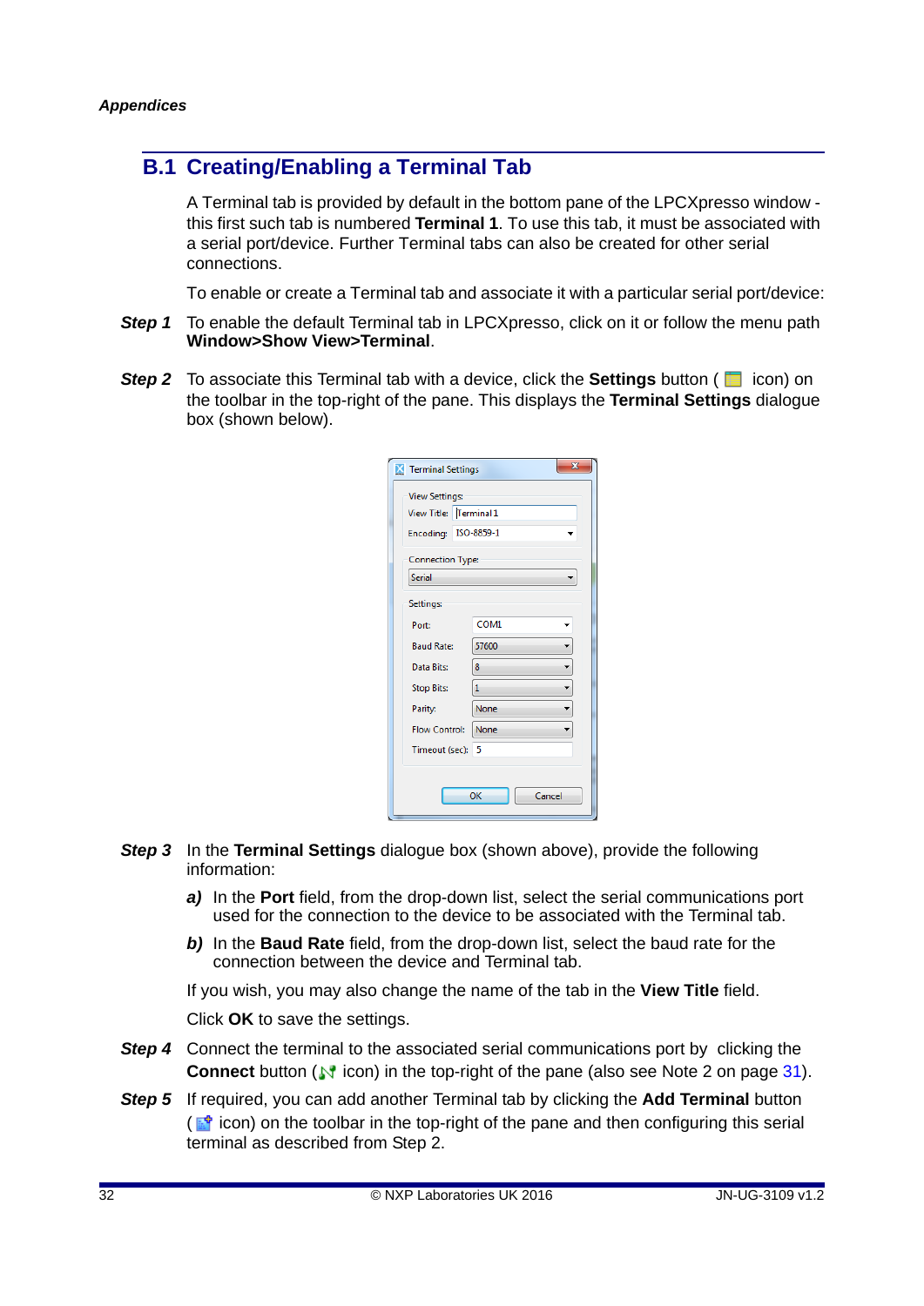## B.1 Creating/Enabling a Terminal Tab

A Terminal tab is provided by default in the bottom pane of the LPCXpresso window - this first such tab is numbered **Terminal 1**. To use this tab, it must be associated with a serial port/device. Further Terminal tabs can also be created for other serial connections.

To enable or create a Terminal tab and associate it with a particular serial port/device:

***Step 1*** To enable the default Terminal tab in LPCXpresso, click on it or follow the menu path **Window>Show View>Terminal**.

***Step 2*** To associate this Terminal tab with a device, click the **Settings** button ( icon) on the toolbar in the top-right of the pane. This displays the **Terminal Settings** dialogue box (shown below).

***Step 3*** In the **Terminal Settings** dialogue box (shown above), provide the following information:

***a)*** In the **Port** field, from the drop-down list, select the serial communications port used for the connection to the device to be associated with the Terminal tab.

***b)*** In the **Baud Rate** field, from the drop-down list, select the baud rate for the connection between the device and Terminal tab.

If you wish, you may also change the name of the tab in the **View Title** field.

Click **OK** to save the settings.

***Step 4*** Connect the terminal to the associated serial communications port by clicking the **Connect** button ( icon) in the top-right of the pane (also see Note 2 on page 31).

***Step 5*** If required, you can add another Terminal tab by clicking the **Add Terminal** button ( icon) on the toolbar in the top-right of the pane and then configuring this serial terminal as described from Step 2.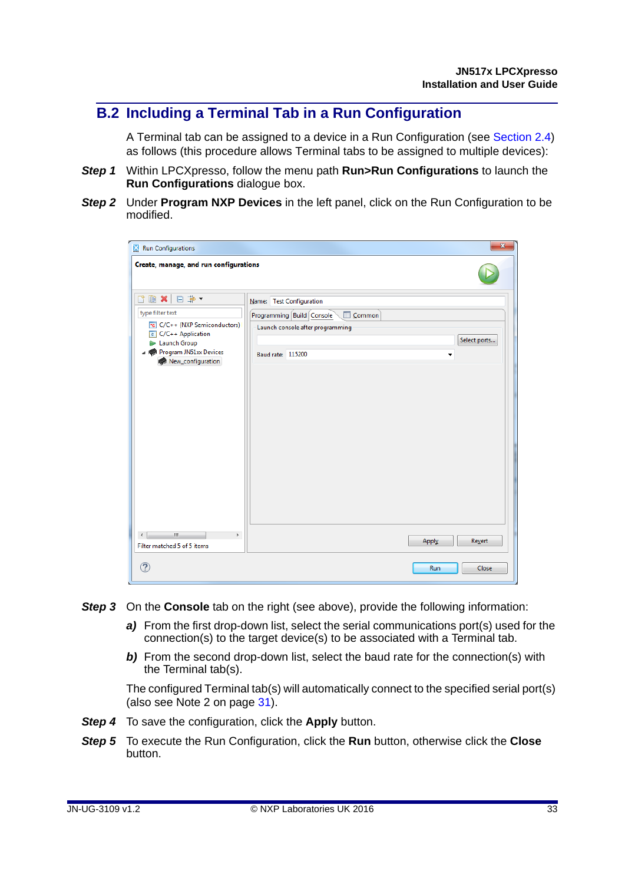## B.2 Including a Terminal Tab in a Run Configuration

A Terminal tab can be assigned to a device in a Run Configuration (see Section 2.4) as follows (this procedure allows Terminal tabs to be assigned to multiple devices):

***Step 1*** Within LPCXpresso, follow the menu path **Run>Run Configurations** to launch the **Run Configurations** dialogue box.

***Step 2*** Under **Program NXP Devices** in the left panel, click on the Run Configuration to be modified.

***Step 3*** On the **Console** tab on the right (see above), provide the following information:

***a)*** From the first drop-down list, select the serial communications port(s) used for the connection(s) to the target device(s) to be associated with a Terminal tab.

***b)*** From the second drop-down list, select the baud rate for the connection(s) with the Terminal tab(s).

The configured Terminal tab(s) will automatically connect to the specified serial port(s) (also see Note 2 on page 31).

***Step 4*** To save the configuration, click the **Apply** button.

***Step 5*** To execute the Run Configuration, click the **Run** button, otherwise click the **Close** button.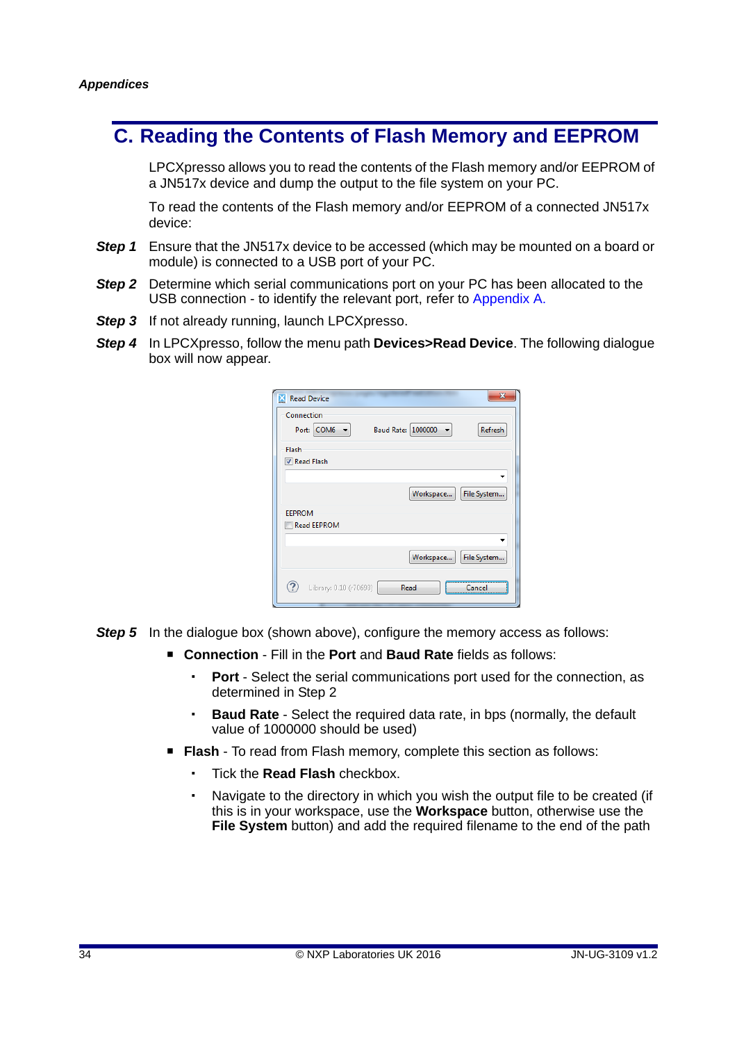## C. Reading the Contents of Flash Memory and EEPROM

LPCXpresso allows you to read the contents of the Flash memory and/or EEPROM of a JN517x device and dump the output to the file system on your PC.

To read the contents of the Flash memory and/or EEPROM of a connected JN517x device:

***Step 1*** Ensure that the JN517x device to be accessed (which may be mounted on a board or module) is connected to a USB port of your PC.

***Step 2*** Determine which serial communications port on your PC has been allocated to the USB connection - to identify the relevant port, refer to Appendix A.

***Step 3*** If not already running, launch LPCXpresso.

***Step 4*** In LPCXpresso, follow the menu path **Devices>Read Device**. The following dialogue box will now appear.

***Step 5*** In the dialogue box (shown above), configure the memory access as follows:

- **Connection** - Fill in the **Port** and **Baud Rate** fields as follows:
  - **Port** - Select the serial communications port used for the connection, as determined in Step 2
  - **Baud Rate** - Select the required data rate, in bps (normally, the default value of 1000000 should be used)
- **Flash** - To read from Flash memory, complete this section as follows:
  - Tick the **Read Flash** checkbox.
  - Navigate to the directory in which you wish the output file to be created (if this is in your workspace, use the **Workspace** button, otherwise use the **File System** button) and add the required filename to the end of the path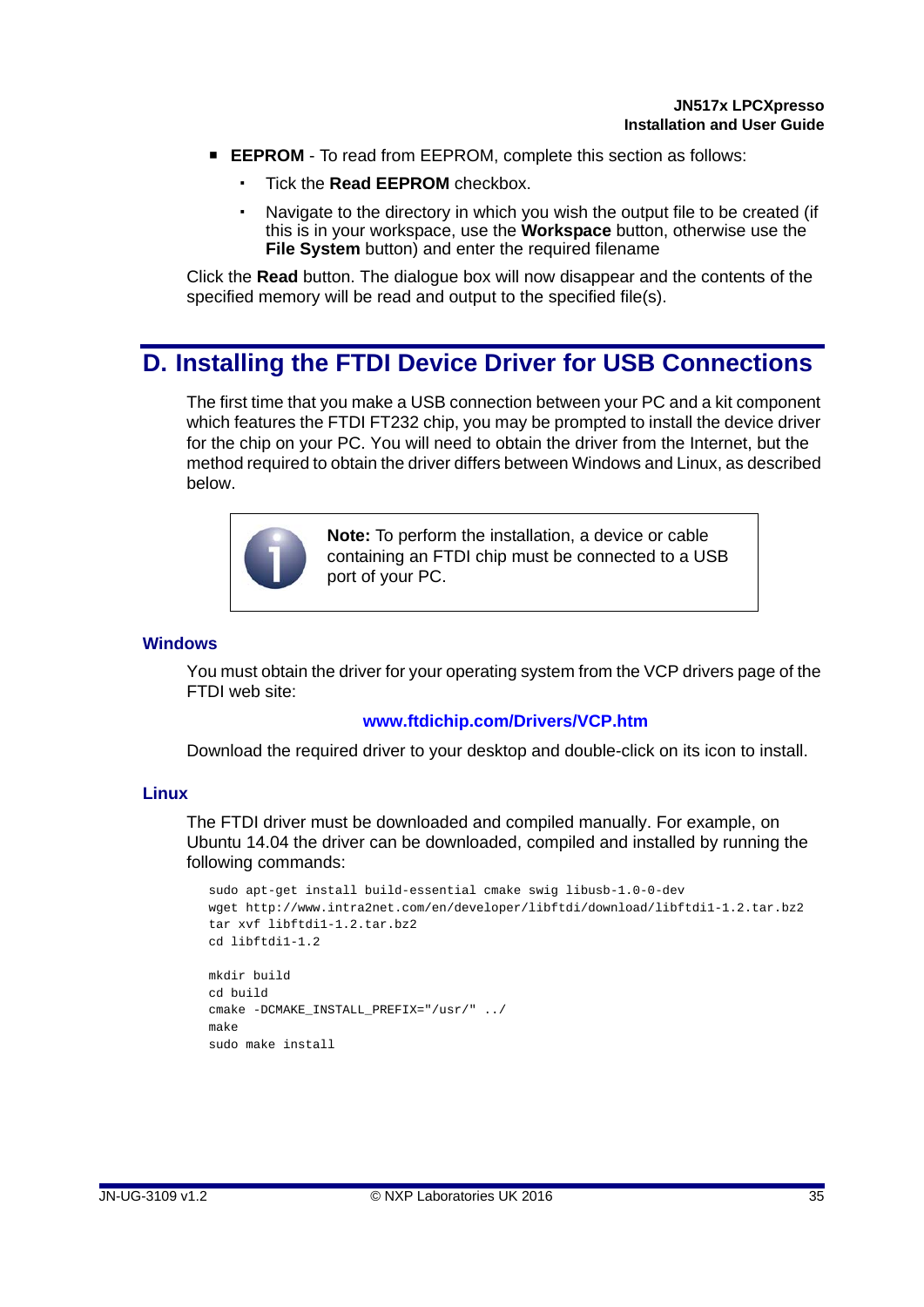- **EEPROM** - To read from EEPROM, complete this section as follows:
  - Tick the **Read EEPROM** checkbox.
  - Navigate to the directory in which you wish the output file to be created (if this is in your workspace, use the **Workspace** button, otherwise use the **File System** button) and enter the required filename

Click the **Read** button. The dialogue box will now disappear and the contents of the specified memory will be read and output to the specified file(s).

# D. Installing the FTDI Device Driver for USB Connections

The first time that you make a USB connection between your PC and a kit component which features the FTDI FT232 chip, you may be prompted to install the device driver for the chip on your PC. You will need to obtain the driver from the Internet, but the method required to obtain the driver differs between Windows and Linux, as described below.

> **Note:** To perform the installation, a device or cable containing an FTDI chip must be connected to a USB port of your PC.

### Windows

You must obtain the driver for your operating system from the VCP drivers page of the FTDI web site:

**www.ftdichip.com/Drivers/VCP.htm**

Download the required driver to your desktop and double-click on its icon to install.

### Linux

The FTDI driver must be downloaded and compiled manually. For example, on Ubuntu 14.04 the driver can be downloaded, compiled and installed by running the following commands:

```
sudo apt-get install build-essential cmake swig libusb-1.0-0-dev
wget http://www.intra2net.com/en/developer/libftdi/download/libftdi1-1.2.tar.bz2
tar xvf libftdi1-1.2.tar.bz2
cd libftdi1-1.2

mkdir build
cd build
cmake -DCMAKE_INSTALL_PREFIX="/usr/" ../
make
sudo make install
```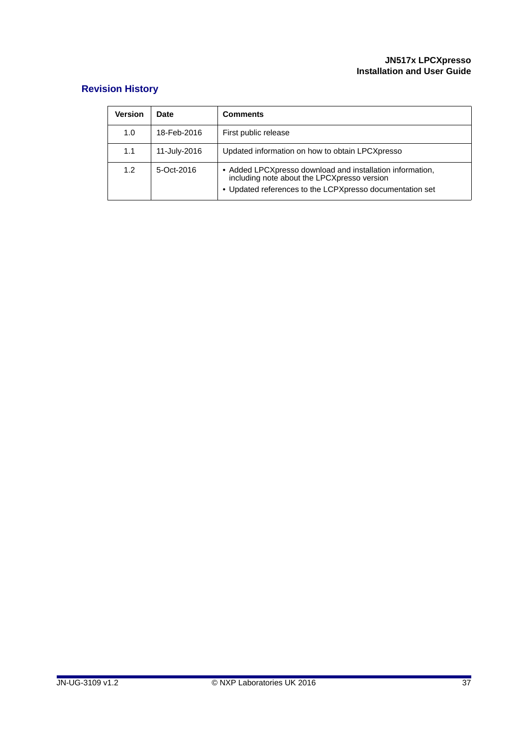## Revision History

| Version | Date | Comments |
|---|---|---|
| 1.0 | 18-Feb-2016 | First public release |
| 1.1 | 11-July-2016 | Updated information on how to obtain LPCXpresso |
| 1.2 | 5-Oct-2016 | • Added LPCXpresso download and installation information, including note about the LPCXpresso version<br>• Updated references to the LCPXpresso documentation set |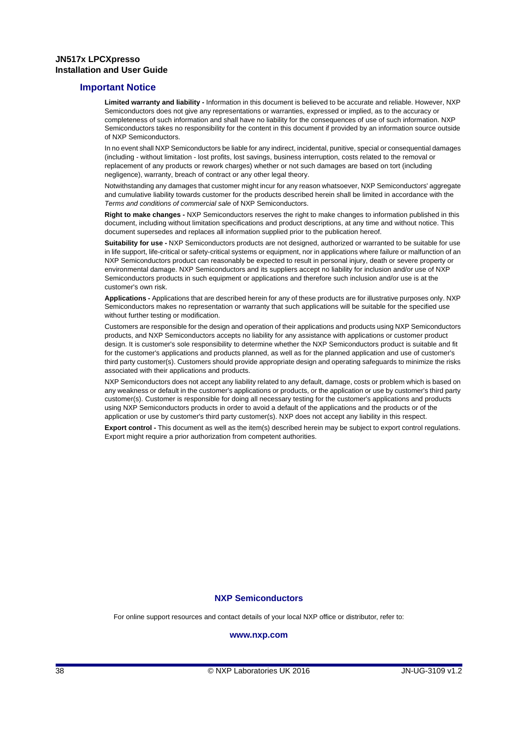## Important Notice

**Limited warranty and liability -** Information in this document is believed to be accurate and reliable. However, NXP Semiconductors does not give any representations or warranties, expressed or implied, as to the accuracy or completeness of such information and shall have no liability for the consequences of use of such information. NXP Semiconductors takes no responsibility for the content in this document if provided by an information source outside of NXP Semiconductors.

In no event shall NXP Semiconductors be liable for any indirect, incidental, punitive, special or consequential damages (including - without limitation - lost profits, lost savings, business interruption, costs related to the removal or replacement of any products or rework charges) whether or not such damages are based on tort (including negligence), warranty, breach of contract or any other legal theory.

Notwithstanding any damages that customer might incur for any reason whatsoever, NXP Semiconductors' aggregate and cumulative liability towards customer for the products described herein shall be limited in accordance with the *Terms and conditions of commercial sale* of NXP Semiconductors.

**Right to make changes -** NXP Semiconductors reserves the right to make changes to information published in this document, including without limitation specifications and product descriptions, at any time and without notice. This document supersedes and replaces all information supplied prior to the publication hereof.

**Suitability for use -** NXP Semiconductors products are not designed, authorized or warranted to be suitable for use in life support, life-critical or safety-critical systems or equipment, nor in applications where failure or malfunction of an NXP Semiconductors product can reasonably be expected to result in personal injury, death or severe property or environmental damage. NXP Semiconductors and its suppliers accept no liability for inclusion and/or use of NXP Semiconductors products in such equipment or applications and therefore such inclusion and/or use is at the customer's own risk.

**Applications -** Applications that are described herein for any of these products are for illustrative purposes only. NXP Semiconductors makes no representation or warranty that such applications will be suitable for the specified use without further testing or modification.

Customers are responsible for the design and operation of their applications and products using NXP Semiconductors products, and NXP Semiconductors accepts no liability for any assistance with applications or customer product design. It is customer's sole responsibility to determine whether the NXP Semiconductors product is suitable and fit for the customer's applications and products planned, as well as for the planned application and use of customer's third party customer(s). Customers should provide appropriate design and operating safeguards to minimize the risks associated with their applications and products.

NXP Semiconductors does not accept any liability related to any default, damage, costs or problem which is based on any weakness or default in the customer's applications or products, or the application or use by customer's third party customer(s). Customer is responsible for doing all necessary testing for the customer's applications and products using NXP Semiconductors products in order to avoid a default of the applications and the products or of the application or use by customer's third party customer(s). NXP does not accept any liability in this respect.

**Export control -** This document as well as the item(s) described herein may be subject to export control regulations. Export might require a prior authorization from competent authorities.

**NXP Semiconductors**

For online support resources and contact details of your local NXP office or distributor, refer to:

**www.nxp.com**